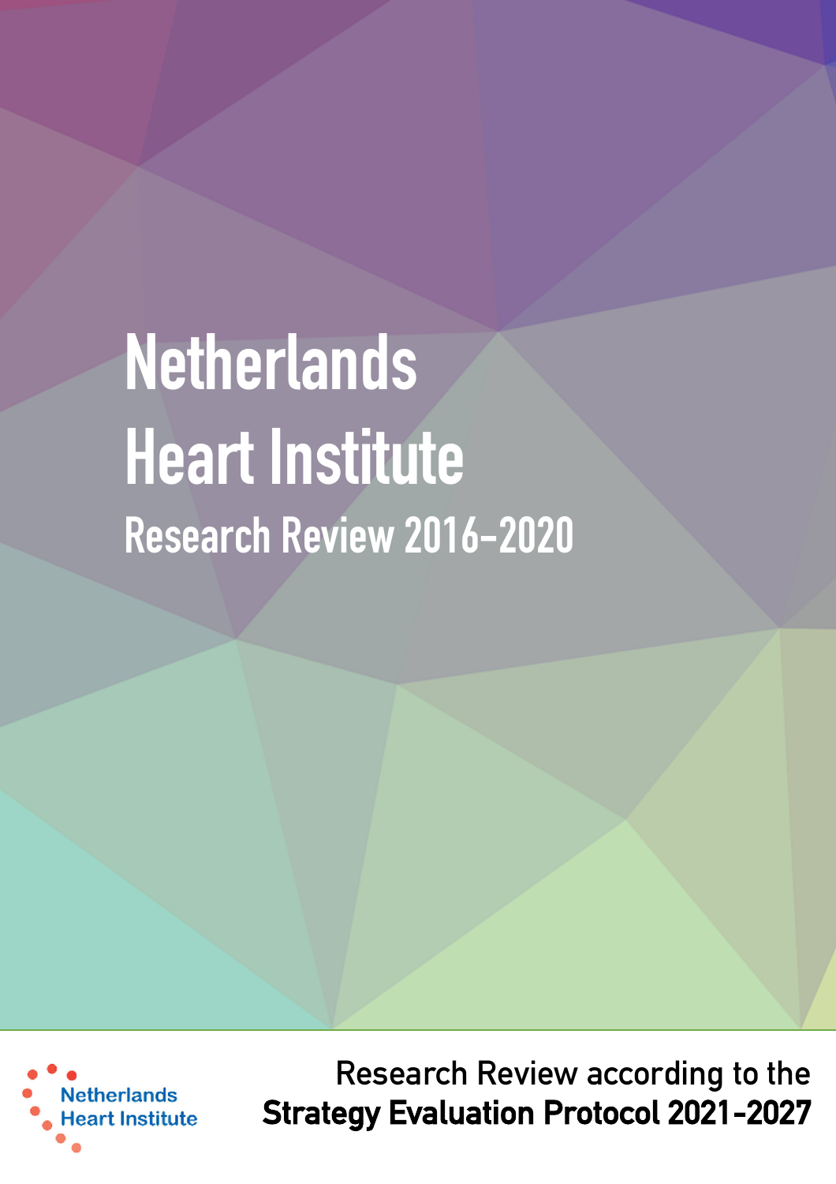# Netherlands Heart Institute

## Research Review 2016-2020

Netherlands Heart Institute

Research Review according to the **Strategy Evaluation Protocol 2021-2027**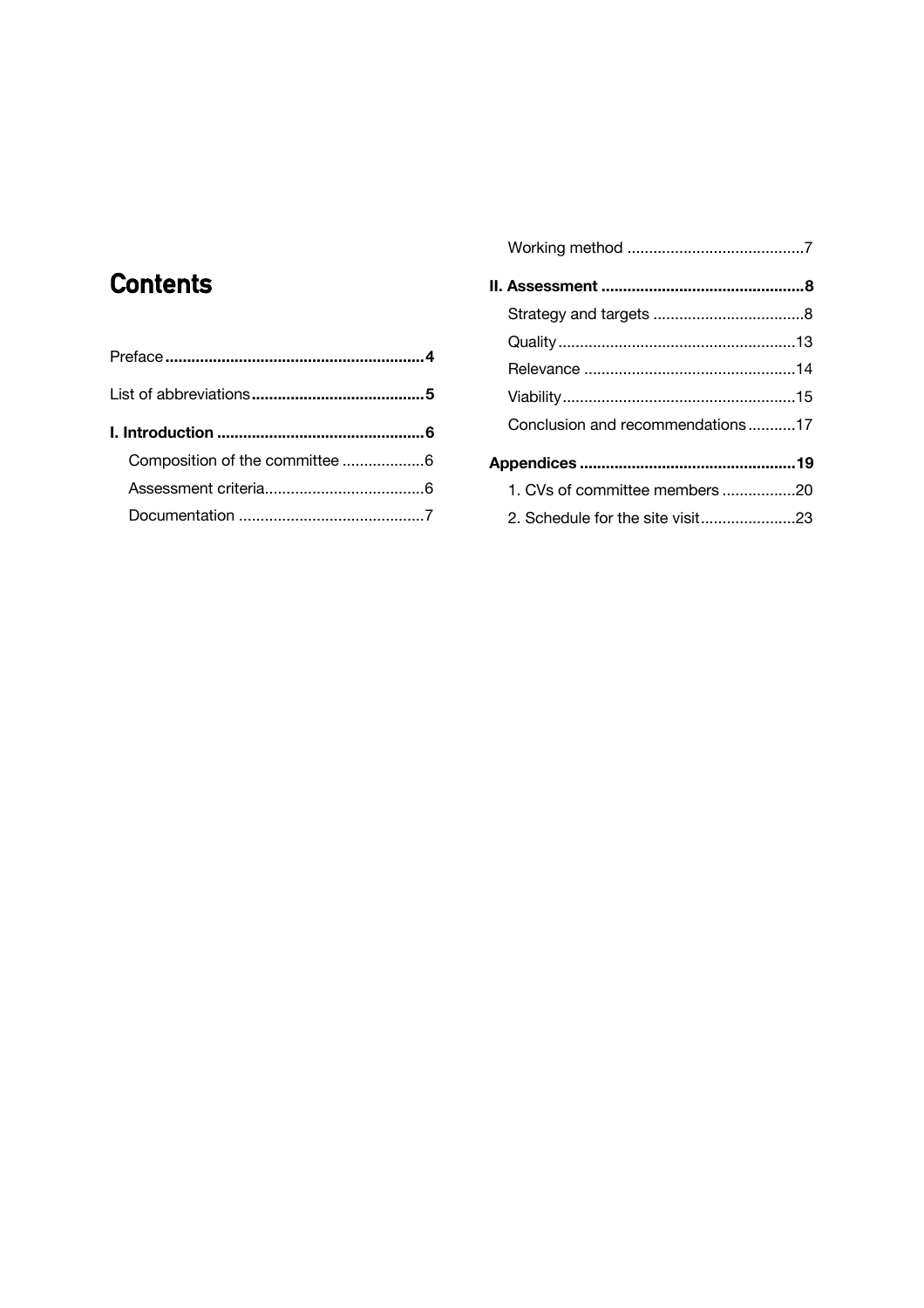# Contents

**Preface** ........................................................... **4**

**List of abbreviations** ........................................ **5**

**I. Introduction** ................................................ **6**

- Composition of the committee ..................6
- Assessment criteria....................................6
- Documentation ..........................................7
- Working method ........................................7

**II. Assessment** ............................................... **8**

- Strategy and targets ...................................8
- Quality ......................................................13
- Relevance ................................................14
- Viability.....................................................15
- Conclusion and recommendations...........17

**Appendices** ................................................. **19**

- 1. CVs of committee members .................20
- 2. Schedule for the site visit......................23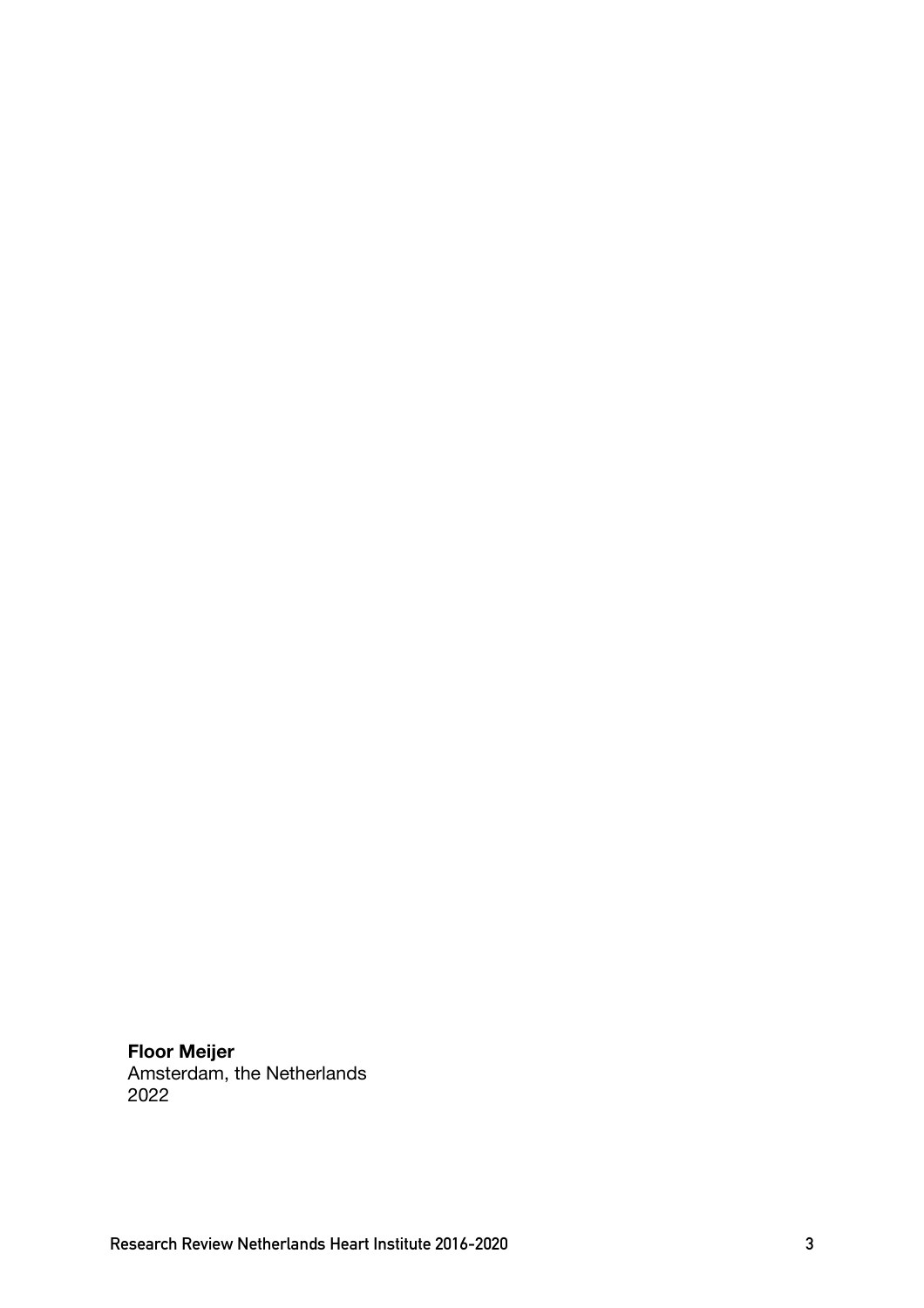**Floor Meijer**
Amsterdam, the Netherlands
2022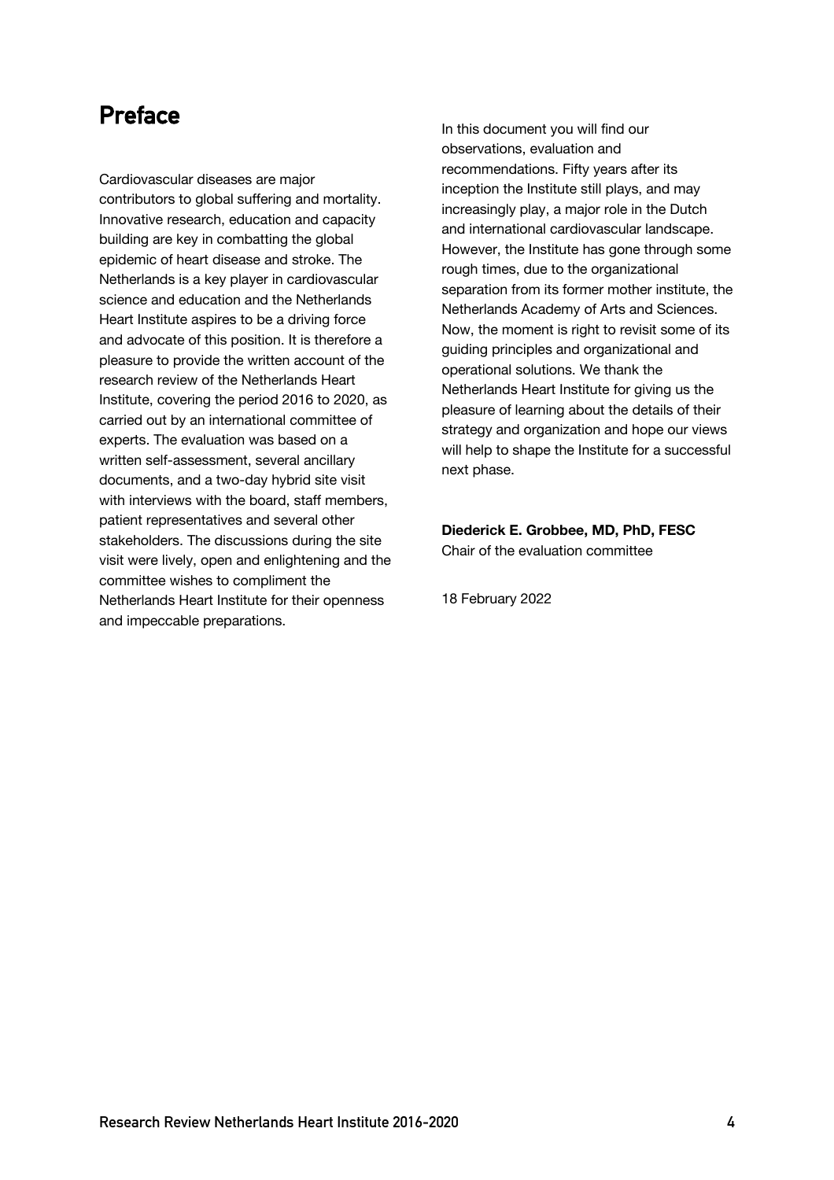# Preface

Cardiovascular diseases are major contributors to global suffering and mortality. Innovative research, education and capacity building are key in combatting the global epidemic of heart disease and stroke. The Netherlands is a key player in cardiovascular science and education and the Netherlands Heart Institute aspires to be a driving force and advocate of this position. It is therefore a pleasure to provide the written account of the research review of the Netherlands Heart Institute, covering the period 2016 to 2020, as carried out by an international committee of experts. The evaluation was based on a written self-assessment, several ancillary documents, and a two-day hybrid site visit with interviews with the board, staff members, patient representatives and several other stakeholders. The discussions during the site visit were lively, open and enlightening and the committee wishes to compliment the Netherlands Heart Institute for their openness and impeccable preparations.

In this document you will find our observations, evaluation and recommendations. Fifty years after its inception the Institute still plays, and may increasingly play, a major role in the Dutch and international cardiovascular landscape. However, the Institute has gone through some rough times, due to the organizational separation from its former mother institute, the Netherlands Academy of Arts and Sciences. Now, the moment is right to revisit some of its guiding principles and organizational and operational solutions. We thank the Netherlands Heart Institute for giving us the pleasure of learning about the details of their strategy and organization and hope our views will help to shape the Institute for a successful next phase.

**Diederick E. Grobbee, MD, PhD, FESC**
Chair of the evaluation committee

18 February 2022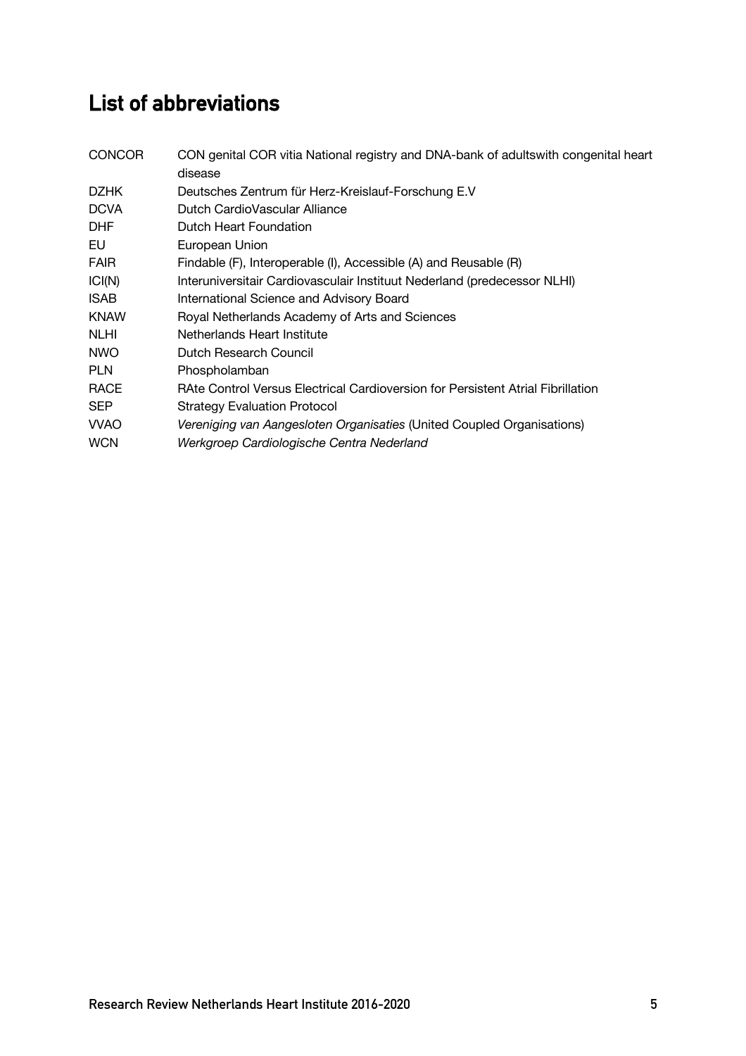# List of abbreviations

| | |
|---|---|
| CONCOR | CON genital COR vitia National registry and DNA-bank of adultswith congenital heart disease |
| DZHK | Deutsches Zentrum für Herz-Kreislauf-Forschung E.V |
| DCVA | Dutch CardioVascular Alliance |
| DHF | Dutch Heart Foundation |
| EU | European Union |
| FAIR | Findable (F), Interoperable (I), Accessible (A) and Reusable (R) |
| ICI(N) | Interuniversitair Cardiovasculair Instituut Nederland (predecessor NLHI) |
| ISAB | International Science and Advisory Board |
| KNAW | Royal Netherlands Academy of Arts and Sciences |
| NLHI | Netherlands Heart Institute |
| NWO | Dutch Research Council |
| PLN | Phospholamban |
| RACE | RAte Control Versus Electrical Cardioversion for Persistent Atrial Fibrillation |
| SEP | Strategy Evaluation Protocol |
| VVAO | *Vereniging van Aangesloten Organisaties* (United Coupled Organisations) |
| WCN | *Werkgroep Cardiologische Centra Nederland* |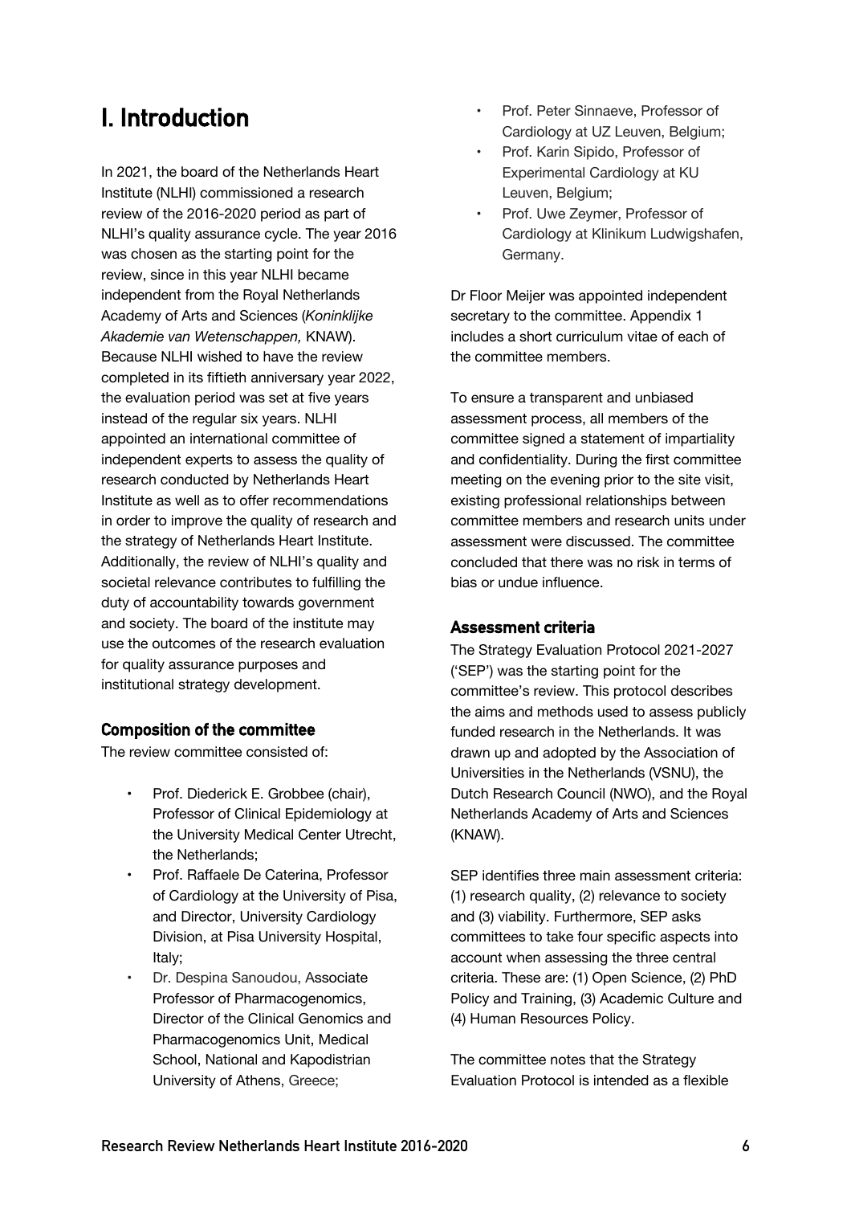# I. Introduction

In 2021, the board of the Netherlands Heart Institute (NLHI) commissioned a research review of the 2016-2020 period as part of NLHI's quality assurance cycle. The year 2016 was chosen as the starting point for the review, since in this year NLHI became independent from the Royal Netherlands Academy of Arts and Sciences (*Koninklijke Akademie van Wetenschappen,* KNAW). Because NLHI wished to have the review completed in its fiftieth anniversary year 2022, the evaluation period was set at five years instead of the regular six years. NLHI appointed an international committee of independent experts to assess the quality of research conducted by Netherlands Heart Institute as well as to offer recommendations in order to improve the quality of research and the strategy of Netherlands Heart Institute. Additionally, the review of NLHI's quality and societal relevance contributes to fulfilling the duty of accountability towards government and society. The board of the institute may use the outcomes of the research evaluation for quality assurance purposes and institutional strategy development.

## Composition of the committee

The review committee consisted of:

- Prof. Diederick E. Grobbee (chair), Professor of Clinical Epidemiology at the University Medical Center Utrecht, the Netherlands;
- Prof. Raffaele De Caterina, Professor of Cardiology at the University of Pisa, and Director, University Cardiology Division, at Pisa University Hospital, Italy;
- Dr. Despina Sanoudou, Associate Professor of Pharmacogenomics, Director of the Clinical Genomics and Pharmacogenomics Unit, Medical School, National and Kapodistrian University of Athens, Greece;
- Prof. Peter Sinnaeve, Professor of Cardiology at UZ Leuven, Belgium;
- Prof. Karin Sipido, Professor of Experimental Cardiology at KU Leuven, Belgium;
- Prof. Uwe Zeymer, Professor of Cardiology at Klinikum Ludwigshafen, Germany.

Dr Floor Meijer was appointed independent secretary to the committee. Appendix 1 includes a short curriculum vitae of each of the committee members.

To ensure a transparent and unbiased assessment process, all members of the committee signed a statement of impartiality and confidentiality. During the first committee meeting on the evening prior to the site visit, existing professional relationships between committee members and research units under assessment were discussed. The committee concluded that there was no risk in terms of bias or undue influence.

## Assessment criteria

The Strategy Evaluation Protocol 2021-2027 ('SEP') was the starting point for the committee's review. This protocol describes the aims and methods used to assess publicly funded research in the Netherlands. It was drawn up and adopted by the Association of Universities in the Netherlands (VSNU), the Dutch Research Council (NWO), and the Royal Netherlands Academy of Arts and Sciences (KNAW).

SEP identifies three main assessment criteria: (1) research quality, (2) relevance to society and (3) viability. Furthermore, SEP asks committees to take four specific aspects into account when assessing the three central criteria. These are: (1) Open Science, (2) PhD Policy and Training, (3) Academic Culture and (4) Human Resources Policy.

The committee notes that the Strategy Evaluation Protocol is intended as a flexible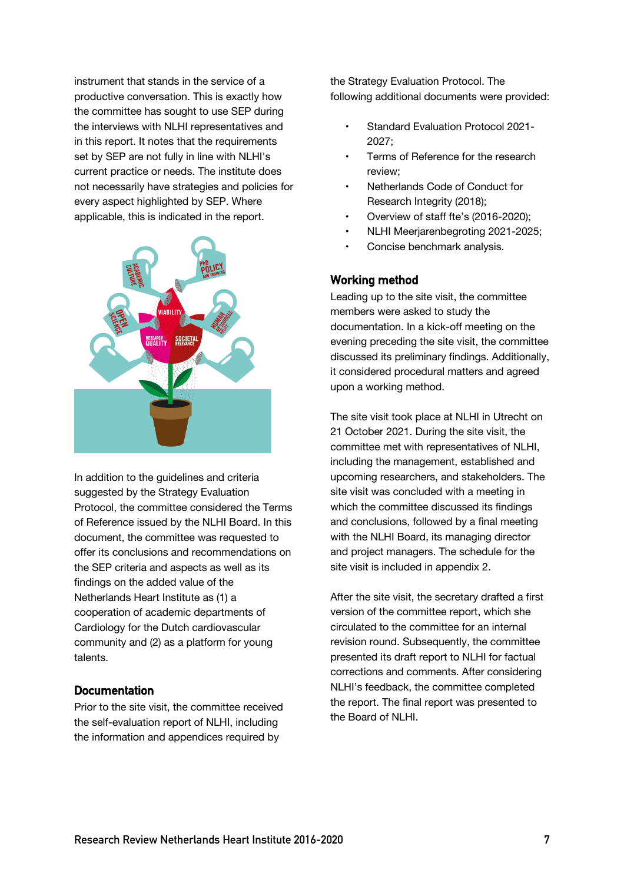instrument that stands in the service of a productive conversation. This is exactly how the committee has sought to use SEP during the interviews with NLHI representatives and in this report. It notes that the requirements set by SEP are not fully in line with NLHI's current practice or needs. The institute does not necessarily have strategies and policies for every aspect highlighted by SEP. Where applicable, this is indicated in the report.

In addition to the guidelines and criteria suggested by the Strategy Evaluation Protocol, the committee considered the Terms of Reference issued by the NLHI Board. In this document, the committee was requested to offer its conclusions and recommendations on the SEP criteria and aspects as well as its findings on the added value of the Netherlands Heart Institute as (1) a cooperation of academic departments of Cardiology for the Dutch cardiovascular community and (2) as a platform for young talents.

## Documentation

Prior to the site visit, the committee received the self-evaluation report of NLHI, including the information and appendices required by the Strategy Evaluation Protocol. The following additional documents were provided:

- Standard Evaluation Protocol 2021-2027;
- Terms of Reference for the research review;
- Netherlands Code of Conduct for Research Integrity (2018);
- Overview of staff fte's (2016-2020);
- NLHI Meerjarenbegroting 2021-2025;
- Concise benchmark analysis.

## Working method

Leading up to the site visit, the committee members were asked to study the documentation. In a kick-off meeting on the evening preceding the site visit, the committee discussed its preliminary findings. Additionally, it considered procedural matters and agreed upon a working method.

The site visit took place at NLHI in Utrecht on 21 October 2021. During the site visit, the committee met with representatives of NLHI, including the management, established and upcoming researchers, and stakeholders. The site visit was concluded with a meeting in which the committee discussed its findings and conclusions, followed by a final meeting with the NLHI Board, its managing director and project managers. The schedule for the site visit is included in appendix 2.

After the site visit, the secretary drafted a first version of the committee report, which she circulated to the committee for an internal revision round. Subsequently, the committee presented its draft report to NLHI for factual corrections and comments. After considering NLHI's feedback, the committee completed the report. The final report was presented to the Board of NLHI.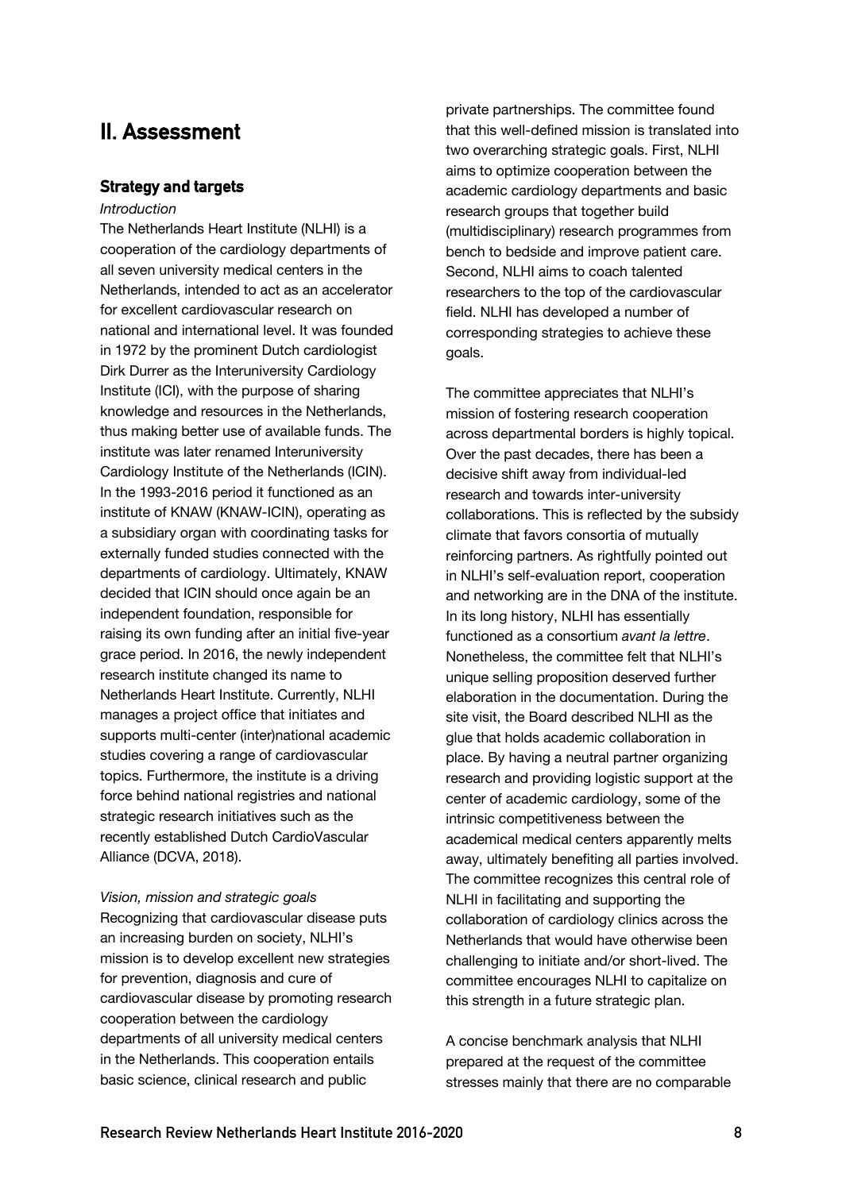# II. Assessment

## Strategy and targets

*Introduction*

The Netherlands Heart Institute (NLHI) is a cooperation of the cardiology departments of all seven university medical centers in the Netherlands, intended to act as an accelerator for excellent cardiovascular research on national and international level. It was founded in 1972 by the prominent Dutch cardiologist Dirk Durrer as the Interuniversity Cardiology Institute (ICI), with the purpose of sharing knowledge and resources in the Netherlands, thus making better use of available funds. The institute was later renamed Interuniversity Cardiology Institute of the Netherlands (ICIN). In the 1993-2016 period it functioned as an institute of KNAW (KNAW-ICIN), operating as a subsidiary organ with coordinating tasks for externally funded studies connected with the departments of cardiology. Ultimately, KNAW decided that ICIN should once again be an independent foundation, responsible for raising its own funding after an initial five-year grace period. In 2016, the newly independent research institute changed its name to Netherlands Heart Institute. Currently, NLHI manages a project office that initiates and supports multi-center (inter)national academic studies covering a range of cardiovascular topics. Furthermore, the institute is a driving force behind national registries and national strategic research initiatives such as the recently established Dutch CardioVascular Alliance (DCVA, 2018).

*Vision, mission and strategic goals*

Recognizing that cardiovascular disease puts an increasing burden on society, NLHI's mission is to develop excellent new strategies for prevention, diagnosis and cure of cardiovascular disease by promoting research cooperation between the cardiology departments of all university medical centers in the Netherlands. This cooperation entails basic science, clinical research and public private partnerships. The committee found that this well-defined mission is translated into two overarching strategic goals. First, NLHI aims to optimize cooperation between the academic cardiology departments and basic research groups that together build (multidisciplinary) research programmes from bench to bedside and improve patient care. Second, NLHI aims to coach talented researchers to the top of the cardiovascular field. NLHI has developed a number of corresponding strategies to achieve these goals.

The committee appreciates that NLHI's mission of fostering research cooperation across departmental borders is highly topical. Over the past decades, there has been a decisive shift away from individual-led research and towards inter-university collaborations. This is reflected by the subsidy climate that favors consortia of mutually reinforcing partners. As rightfully pointed out in NLHI's self-evaluation report, cooperation and networking are in the DNA of the institute. In its long history, NLHI has essentially functioned as a consortium *avant la lettre*. Nonetheless, the committee felt that NLHI's unique selling proposition deserved further elaboration in the documentation. During the site visit, the Board described NLHI as the glue that holds academic collaboration in place. By having a neutral partner organizing research and providing logistic support at the center of academic cardiology, some of the intrinsic competitiveness between the academical medical centers apparently melts away, ultimately benefiting all parties involved. The committee recognizes this central role of NLHI in facilitating and supporting the collaboration of cardiology clinics across the Netherlands that would have otherwise been challenging to initiate and/or short-lived. The committee encourages NLHI to capitalize on this strength in a future strategic plan.

A concise benchmark analysis that NLHI prepared at the request of the committee stresses mainly that there are no comparable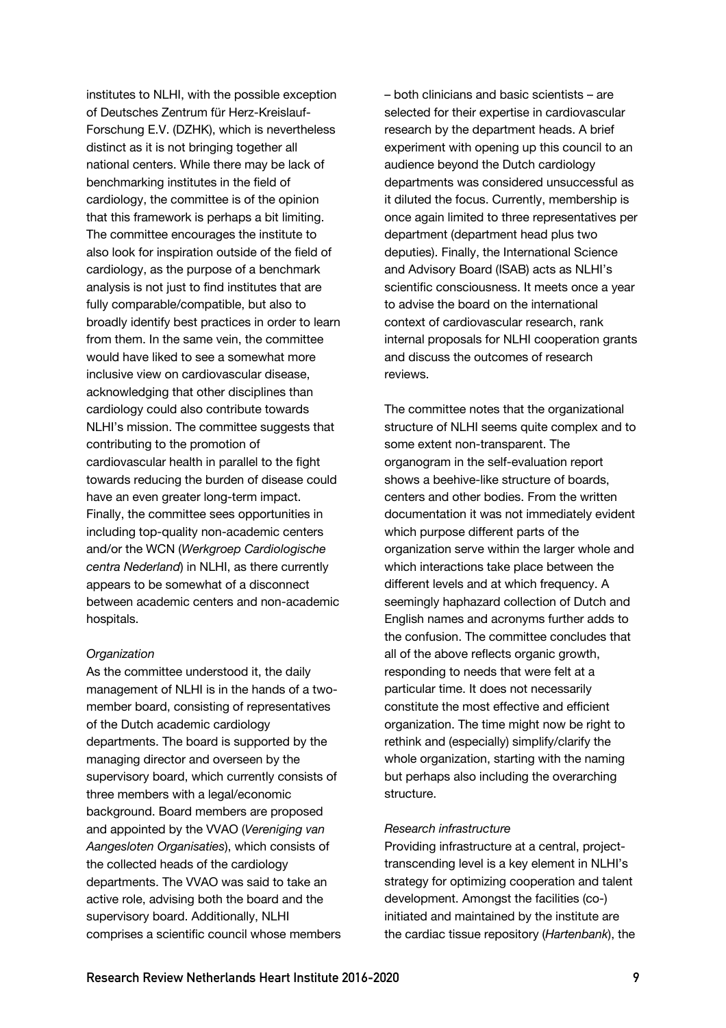institutes to NLHI, with the possible exception of Deutsches Zentrum für Herz-Kreislauf-Forschung E.V. (DZHK), which is nevertheless distinct as it is not bringing together all national centers. While there may be lack of benchmarking institutes in the field of cardiology, the committee is of the opinion that this framework is perhaps a bit limiting. The committee encourages the institute to also look for inspiration outside of the field of cardiology, as the purpose of a benchmark analysis is not just to find institutes that are fully comparable/compatible, but also to broadly identify best practices in order to learn from them. In the same vein, the committee would have liked to see a somewhat more inclusive view on cardiovascular disease, acknowledging that other disciplines than cardiology could also contribute towards NLHI's mission. The committee suggests that contributing to the promotion of cardiovascular health in parallel to the fight towards reducing the burden of disease could have an even greater long-term impact. Finally, the committee sees opportunities in including top-quality non-academic centers and/or the WCN (*Werkgroep Cardiologische centra Nederland*) in NLHI, as there currently appears to be somewhat of a disconnect between academic centers and non-academic hospitals.

*Organization*

As the committee understood it, the daily management of NLHI is in the hands of a two-member board, consisting of representatives of the Dutch academic cardiology departments. The board is supported by the managing director and overseen by the supervisory board, which currently consists of three members with a legal/economic background. Board members are proposed and appointed by the VVAO (*Vereniging van Aangesloten Organisaties*), which consists of the collected heads of the cardiology departments. The VVAO was said to take an active role, advising both the board and the supervisory board. Additionally, NLHI comprises a scientific council whose members – both clinicians and basic scientists – are selected for their expertise in cardiovascular research by the department heads. A brief experiment with opening up this council to an audience beyond the Dutch cardiology departments was considered unsuccessful as it diluted the focus. Currently, membership is once again limited to three representatives per department (department head plus two deputies). Finally, the International Science and Advisory Board (ISAB) acts as NLHI's scientific consciousness. It meets once a year to advise the board on the international context of cardiovascular research, rank internal proposals for NLHI cooperation grants and discuss the outcomes of research reviews.

The committee notes that the organizational structure of NLHI seems quite complex and to some extent non-transparent. The organogram in the self-evaluation report shows a beehive-like structure of boards, centers and other bodies. From the written documentation it was not immediately evident which purpose different parts of the organization serve within the larger whole and which interactions take place between the different levels and at which frequency. A seemingly haphazard collection of Dutch and English names and acronyms further adds to the confusion. The committee concludes that all of the above reflects organic growth, responding to needs that were felt at a particular time. It does not necessarily constitute the most effective and efficient organization. The time might now be right to rethink and (especially) simplify/clarify the whole organization, starting with the naming but perhaps also including the overarching structure.

*Research infrastructure*

Providing infrastructure at a central, project-transcending level is a key element in NLHI's strategy for optimizing cooperation and talent development. Amongst the facilities (co-) initiated and maintained by the institute are the cardiac tissue repository (*Hartenbank*), the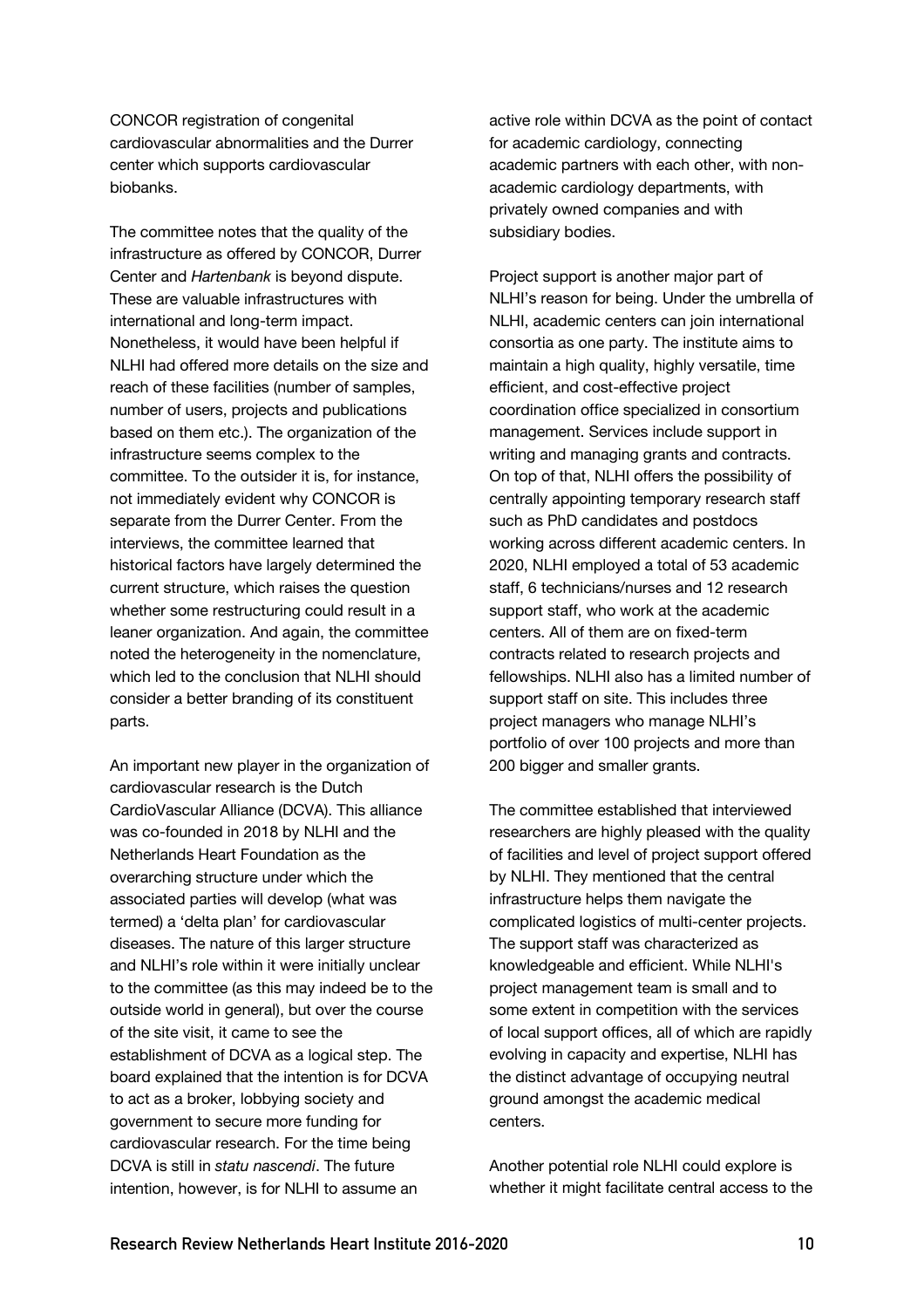CONCOR registration of congenital cardiovascular abnormalities and the Durrer center which supports cardiovascular biobanks.

The committee notes that the quality of the infrastructure as offered by CONCOR, Durrer Center and *Hartenbank* is beyond dispute. These are valuable infrastructures with international and long-term impact. Nonetheless, it would have been helpful if NLHI had offered more details on the size and reach of these facilities (number of samples, number of users, projects and publications based on them etc.). The organization of the infrastructure seems complex to the committee. To the outsider it is, for instance, not immediately evident why CONCOR is separate from the Durrer Center. From the interviews, the committee learned that historical factors have largely determined the current structure, which raises the question whether some restructuring could result in a leaner organization. And again, the committee noted the heterogeneity in the nomenclature, which led to the conclusion that NLHI should consider a better branding of its constituent parts.

An important new player in the organization of cardiovascular research is the Dutch CardioVascular Alliance (DCVA). This alliance was co-founded in 2018 by NLHI and the Netherlands Heart Foundation as the overarching structure under which the associated parties will develop (what was termed) a 'delta plan' for cardiovascular diseases. The nature of this larger structure and NLHI's role within it were initially unclear to the committee (as this may indeed be to the outside world in general), but over the course of the site visit, it came to see the establishment of DCVA as a logical step. The board explained that the intention is for DCVA to act as a broker, lobbying society and government to secure more funding for cardiovascular research. For the time being DCVA is still in *statu nascendi*. The future intention, however, is for NLHI to assume an active role within DCVA as the point of contact for academic cardiology, connecting academic partners with each other, with non-academic cardiology departments, with privately owned companies and with subsidiary bodies.

Project support is another major part of NLHI's reason for being. Under the umbrella of NLHI, academic centers can join international consortia as one party. The institute aims to maintain a high quality, highly versatile, time efficient, and cost-effective project coordination office specialized in consortium management. Services include support in writing and managing grants and contracts. On top of that, NLHI offers the possibility of centrally appointing temporary research staff such as PhD candidates and postdocs working across different academic centers. In 2020, NLHI employed a total of 53 academic staff, 6 technicians/nurses and 12 research support staff, who work at the academic centers. All of them are on fixed-term contracts related to research projects and fellowships. NLHI also has a limited number of support staff on site. This includes three project managers who manage NLHI's portfolio of over 100 projects and more than 200 bigger and smaller grants.

The committee established that interviewed researchers are highly pleased with the quality of facilities and level of project support offered by NLHI. They mentioned that the central infrastructure helps them navigate the complicated logistics of multi-center projects. The support staff was characterized as knowledgeable and efficient. While NLHI's project management team is small and to some extent in competition with the services of local support offices, all of which are rapidly evolving in capacity and expertise, NLHI has the distinct advantage of occupying neutral ground amongst the academic medical centers.

Another potential role NLHI could explore is whether it might facilitate central access to the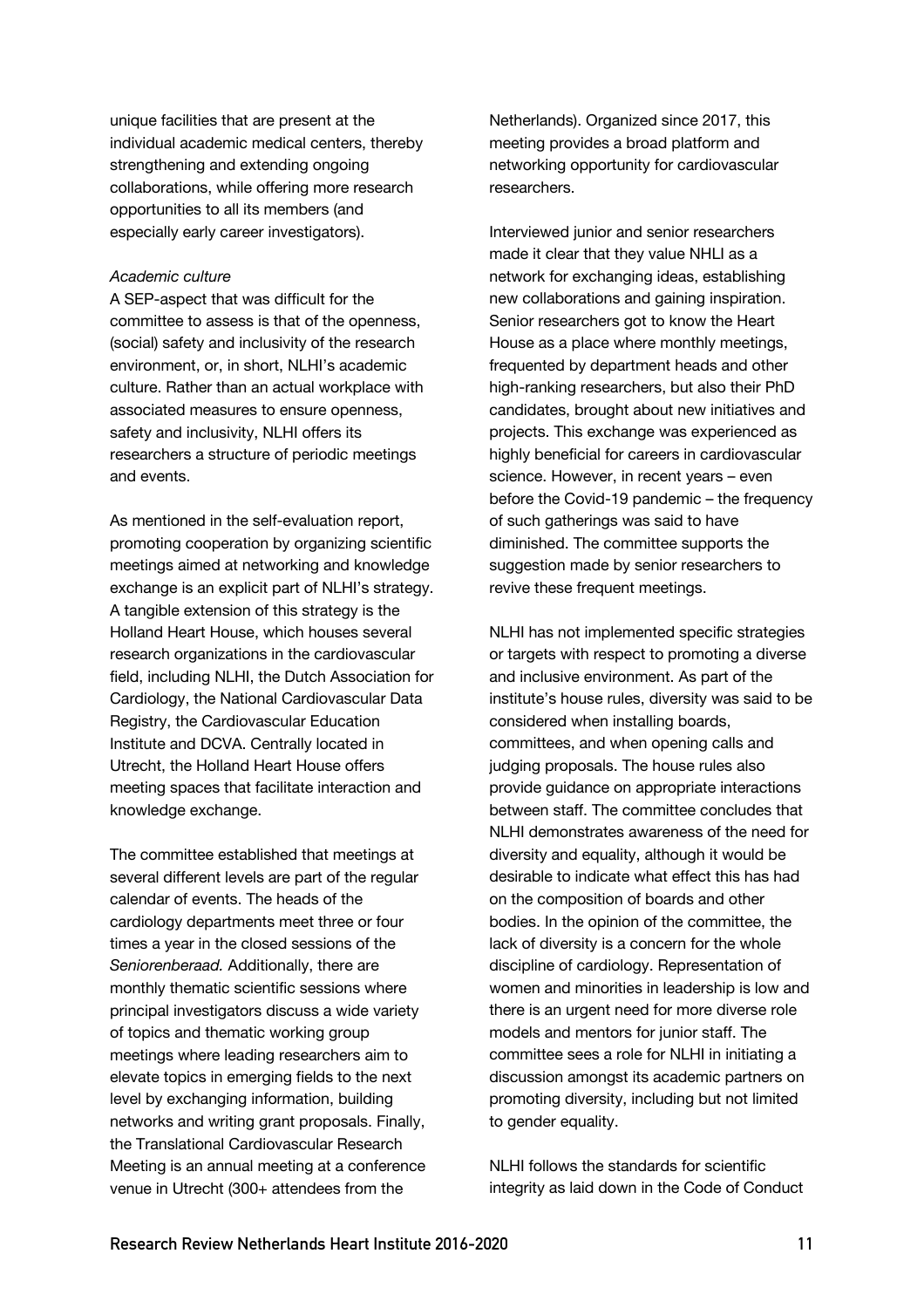unique facilities that are present at the individual academic medical centers, thereby strengthening and extending ongoing collaborations, while offering more research opportunities to all its members (and especially early career investigators).

*Academic culture*

A SEP-aspect that was difficult for the committee to assess is that of the openness, (social) safety and inclusivity of the research environment, or, in short, NLHI's academic culture. Rather than an actual workplace with associated measures to ensure openness, safety and inclusivity, NLHI offers its researchers a structure of periodic meetings and events.

As mentioned in the self-evaluation report, promoting cooperation by organizing scientific meetings aimed at networking and knowledge exchange is an explicit part of NLHI's strategy. A tangible extension of this strategy is the Holland Heart House, which houses several research organizations in the cardiovascular field, including NLHI, the Dutch Association for Cardiology, the National Cardiovascular Data Registry, the Cardiovascular Education Institute and DCVA. Centrally located in Utrecht, the Holland Heart House offers meeting spaces that facilitate interaction and knowledge exchange.

The committee established that meetings at several different levels are part of the regular calendar of events. The heads of the cardiology departments meet three or four times a year in the closed sessions of the *Seniorenberaad.* Additionally, there are monthly thematic scientific sessions where principal investigators discuss a wide variety of topics and thematic working group meetings where leading researchers aim to elevate topics in emerging fields to the next level by exchanging information, building networks and writing grant proposals. Finally, the Translational Cardiovascular Research Meeting is an annual meeting at a conference venue in Utrecht (300+ attendees from the Netherlands). Organized since 2017, this meeting provides a broad platform and networking opportunity for cardiovascular researchers.

Interviewed junior and senior researchers made it clear that they value NHLI as a network for exchanging ideas, establishing new collaborations and gaining inspiration. Senior researchers got to know the Heart House as a place where monthly meetings, frequented by department heads and other high-ranking researchers, but also their PhD candidates, brought about new initiatives and projects. This exchange was experienced as highly beneficial for careers in cardiovascular science. However, in recent years – even before the Covid-19 pandemic – the frequency of such gatherings was said to have diminished. The committee supports the suggestion made by senior researchers to revive these frequent meetings.

NLHI has not implemented specific strategies or targets with respect to promoting a diverse and inclusive environment. As part of the institute's house rules, diversity was said to be considered when installing boards, committees, and when opening calls and judging proposals. The house rules also provide guidance on appropriate interactions between staff. The committee concludes that NLHI demonstrates awareness of the need for diversity and equality, although it would be desirable to indicate what effect this has had on the composition of boards and other bodies. In the opinion of the committee, the lack of diversity is a concern for the whole discipline of cardiology. Representation of women and minorities in leadership is low and there is an urgent need for more diverse role models and mentors for junior staff. The committee sees a role for NLHI in initiating a discussion amongst its academic partners on promoting diversity, including but not limited to gender equality.

NLHI follows the standards for scientific integrity as laid down in the Code of Conduct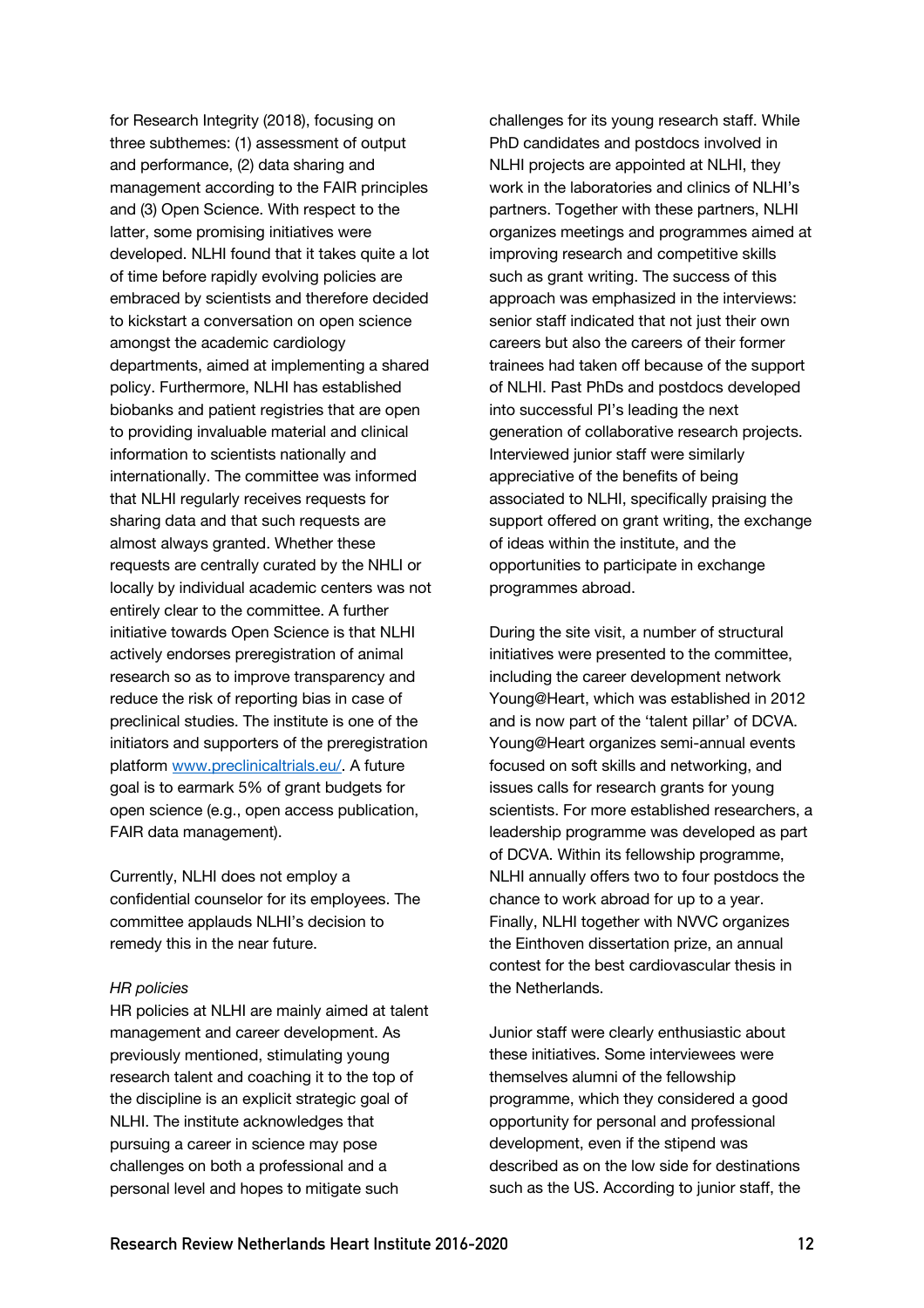for Research Integrity (2018), focusing on three subthemes: (1) assessment of output and performance, (2) data sharing and management according to the FAIR principles and (3) Open Science. With respect to the latter, some promising initiatives were developed. NLHI found that it takes quite a lot of time before rapidly evolving policies are embraced by scientists and therefore decided to kickstart a conversation on open science amongst the academic cardiology departments, aimed at implementing a shared policy. Furthermore, NLHI has established biobanks and patient registries that are open to providing invaluable material and clinical information to scientists nationally and internationally. The committee was informed that NLHI regularly receives requests for sharing data and that such requests are almost always granted. Whether these requests are centrally curated by the NHLI or locally by individual academic centers was not entirely clear to the committee. A further initiative towards Open Science is that NLHI actively endorses preregistration of animal research so as to improve transparency and reduce the risk of reporting bias in case of preclinical studies. The institute is one of the initiators and supporters of the preregistration platform [www.preclinicaltrials.eu/](www.preclinicaltrials.eu/). A future goal is to earmark 5% of grant budgets for open science (e.g., open access publication, FAIR data management).

Currently, NLHI does not employ a confidential counselor for its employees. The committee applauds NLHI's decision to remedy this in the near future.

*HR policies*

HR policies at NLHI are mainly aimed at talent management and career development. As previously mentioned, stimulating young research talent and coaching it to the top of the discipline is an explicit strategic goal of NLHI. The institute acknowledges that pursuing a career in science may pose challenges on both a professional and a personal level and hopes to mitigate such challenges for its young research staff. While PhD candidates and postdocs involved in NLHI projects are appointed at NLHI, they work in the laboratories and clinics of NLHI's partners. Together with these partners, NLHI organizes meetings and programmes aimed at improving research and competitive skills such as grant writing. The success of this approach was emphasized in the interviews: senior staff indicated that not just their own careers but also the careers of their former trainees had taken off because of the support of NLHI. Past PhDs and postdocs developed into successful PI's leading the next generation of collaborative research projects. Interviewed junior staff were similarly appreciative of the benefits of being associated to NLHI, specifically praising the support offered on grant writing, the exchange of ideas within the institute, and the opportunities to participate in exchange programmes abroad.

During the site visit, a number of structural initiatives were presented to the committee, including the career development network Young@Heart, which was established in 2012 and is now part of the 'talent pillar' of DCVA. Young@Heart organizes semi-annual events focused on soft skills and networking, and issues calls for research grants for young scientists. For more established researchers, a leadership programme was developed as part of DCVA. Within its fellowship programme, NLHI annually offers two to four postdocs the chance to work abroad for up to a year. Finally, NLHI together with NVVC organizes the Einthoven dissertation prize, an annual contest for the best cardiovascular thesis in the Netherlands.

Junior staff were clearly enthusiastic about these initiatives. Some interviewees were themselves alumni of the fellowship programme, which they considered a good opportunity for personal and professional development, even if the stipend was described as on the low side for destinations such as the US. According to junior staff, the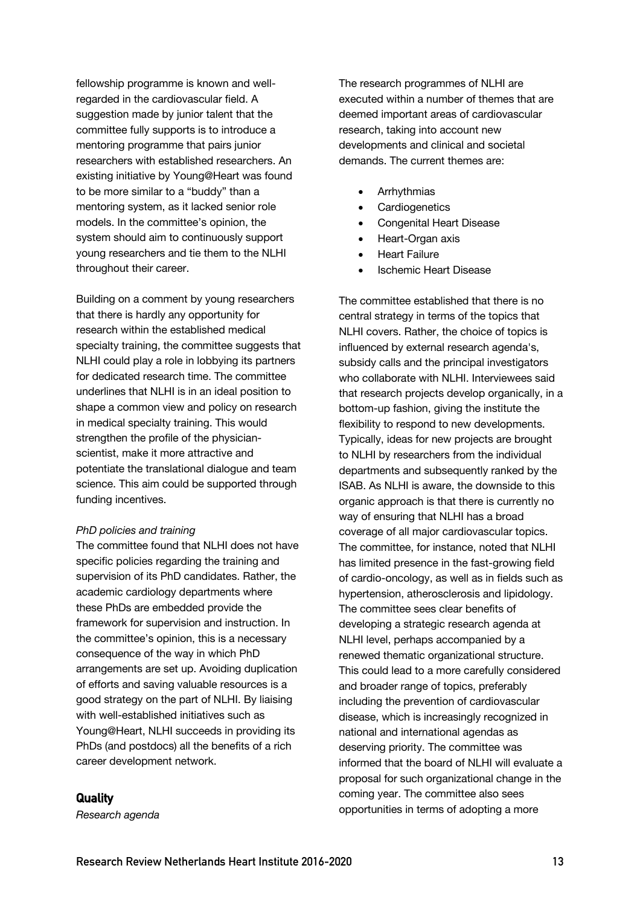fellowship programme is known and well-regarded in the cardiovascular field. A suggestion made by junior talent that the committee fully supports is to introduce a mentoring programme that pairs junior researchers with established researchers. An existing initiative by Young@Heart was found to be more similar to a "buddy" than a mentoring system, as it lacked senior role models. In the committee's opinion, the system should aim to continuously support young researchers and tie them to the NLHI throughout their career.

Building on a comment by young researchers that there is hardly any opportunity for research within the established medical specialty training, the committee suggests that NLHI could play a role in lobbying its partners for dedicated research time. The committee underlines that NLHI is in an ideal position to shape a common view and policy on research in medical specialty training. This would strengthen the profile of the physician-scientist, make it more attractive and potentiate the translational dialogue and team science. This aim could be supported through funding incentives.

*PhD policies and training*

The committee found that NLHI does not have specific policies regarding the training and supervision of its PhD candidates. Rather, the academic cardiology departments where these PhDs are embedded provide the framework for supervision and instruction. In the committee's opinion, this is a necessary consequence of the way in which PhD arrangements are set up. Avoiding duplication of efforts and saving valuable resources is a good strategy on the part of NLHI. By liaising with well-established initiatives such as Young@Heart, NLHI succeeds in providing its PhDs (and postdocs) all the benefits of a rich career development network.

## Quality

*Research agenda*

The research programmes of NLHI are executed within a number of themes that are deemed important areas of cardiovascular research, taking into account new developments and clinical and societal demands. The current themes are:

- Arrhythmias
- Cardiogenetics
- Congenital Heart Disease
- Heart-Organ axis
- Heart Failure
- Ischemic Heart Disease

The committee established that there is no central strategy in terms of the topics that NLHI covers. Rather, the choice of topics is influenced by external research agenda's, subsidy calls and the principal investigators who collaborate with NLHI. Interviewees said that research projects develop organically, in a bottom-up fashion, giving the institute the flexibility to respond to new developments. Typically, ideas for new projects are brought to NLHI by researchers from the individual departments and subsequently ranked by the ISAB. As NLHI is aware, the downside to this organic approach is that there is currently no way of ensuring that NLHI has a broad coverage of all major cardiovascular topics. The committee, for instance, noted that NLHI has limited presence in the fast-growing field of cardio-oncology, as well as in fields such as hypertension, atherosclerosis and lipidology. The committee sees clear benefits of developing a strategic research agenda at NLHI level, perhaps accompanied by a renewed thematic organizational structure. This could lead to a more carefully considered and broader range of topics, preferably including the prevention of cardiovascular disease, which is increasingly recognized in national and international agendas as deserving priority. The committee was informed that the board of NLHI will evaluate a proposal for such organizational change in the coming year. The committee also sees opportunities in terms of adopting a more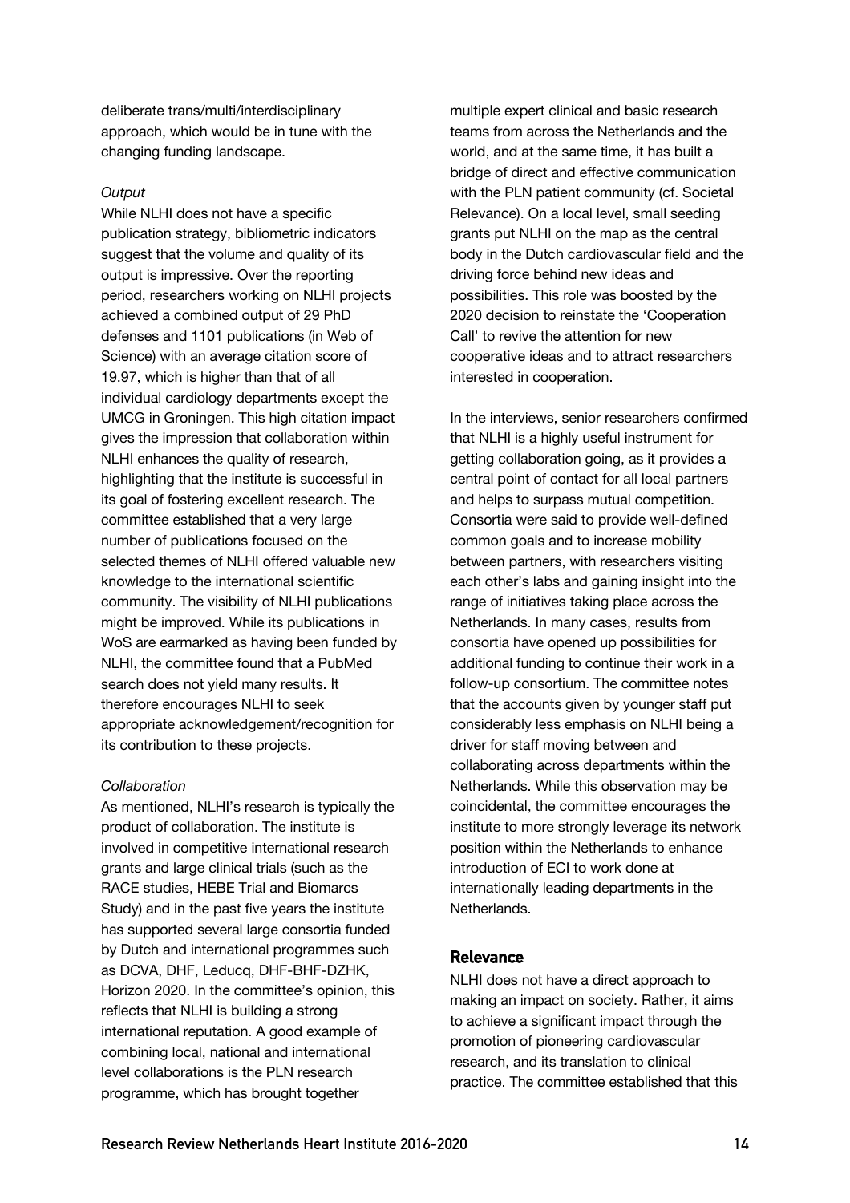deliberate trans/multi/interdisciplinary approach, which would be in tune with the changing funding landscape.

*Output*

While NLHI does not have a specific publication strategy, bibliometric indicators suggest that the volume and quality of its output is impressive. Over the reporting period, researchers working on NLHI projects achieved a combined output of 29 PhD defenses and 1101 publications (in Web of Science) with an average citation score of 19.97, which is higher than that of all individual cardiology departments except the UMCG in Groningen. This high citation impact gives the impression that collaboration within NLHI enhances the quality of research, highlighting that the institute is successful in its goal of fostering excellent research. The committee established that a very large number of publications focused on the selected themes of NLHI offered valuable new knowledge to the international scientific community. The visibility of NLHI publications might be improved. While its publications in WoS are earmarked as having been funded by NLHI, the committee found that a PubMed search does not yield many results. It therefore encourages NLHI to seek appropriate acknowledgement/recognition for its contribution to these projects.

*Collaboration*

As mentioned, NLHI's research is typically the product of collaboration. The institute is involved in competitive international research grants and large clinical trials (such as the RACE studies, HEBE Trial and Biomarcs Study) and in the past five years the institute has supported several large consortia funded by Dutch and international programmes such as DCVA, DHF, Leducq, DHF-BHF-DZHK, Horizon 2020. In the committee's opinion, this reflects that NLHI is building a strong international reputation. A good example of combining local, national and international level collaborations is the PLN research programme, which has brought together multiple expert clinical and basic research teams from across the Netherlands and the world, and at the same time, it has built a bridge of direct and effective communication with the PLN patient community (cf. Societal Relevance). On a local level, small seeding grants put NLHI on the map as the central body in the Dutch cardiovascular field and the driving force behind new ideas and possibilities. This role was boosted by the 2020 decision to reinstate the 'Cooperation Call' to revive the attention for new cooperative ideas and to attract researchers interested in cooperation.

In the interviews, senior researchers confirmed that NLHI is a highly useful instrument for getting collaboration going, as it provides a central point of contact for all local partners and helps to surpass mutual competition. Consortia were said to provide well-defined common goals and to increase mobility between partners, with researchers visiting each other's labs and gaining insight into the range of initiatives taking place across the Netherlands. In many cases, results from consortia have opened up possibilities for additional funding to continue their work in a follow-up consortium. The committee notes that the accounts given by younger staff put considerably less emphasis on NLHI being a driver for staff moving between and collaborating across departments within the Netherlands. While this observation may be coincidental, the committee encourages the institute to more strongly leverage its network position within the Netherlands to enhance introduction of ECI to work done at internationally leading departments in the Netherlands.

## Relevance

NLHI does not have a direct approach to making an impact on society. Rather, it aims to achieve a significant impact through the promotion of pioneering cardiovascular research, and its translation to clinical practice. The committee established that this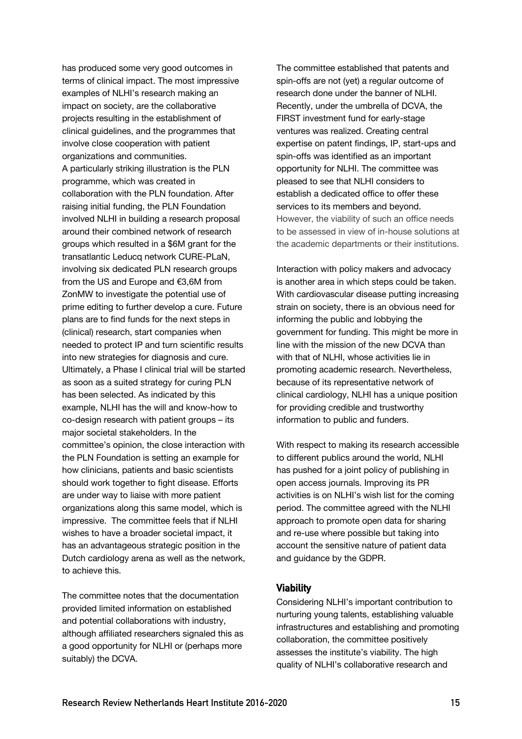has produced some very good outcomes in terms of clinical impact. The most impressive examples of NLHI's research making an impact on society, are the collaborative projects resulting in the establishment of clinical guidelines, and the programmes that involve close cooperation with patient organizations and communities.
A particularly striking illustration is the PLN programme, which was created in collaboration with the PLN foundation. After raising initial funding, the PLN Foundation involved NLHI in building a research proposal around their combined network of research groups which resulted in a $6M grant for the transatlantic Leducq network CURE-PLaN, involving six dedicated PLN research groups from the US and Europe and €3,6M from ZonMW to investigate the potential use of prime editing to further develop a cure. Future plans are to find funds for the next steps in (clinical) research, start companies when needed to protect IP and turn scientific results into new strategies for diagnosis and cure. Ultimately, a Phase I clinical trial will be started as soon as a suited strategy for curing PLN has been selected. As indicated by this example, NLHI has the will and know-how to co-design research with patient groups – its major societal stakeholders. In the committee's opinion, the close interaction with the PLN Foundation is setting an example for how clinicians, patients and basic scientists should work together to fight disease. Efforts are under way to liaise with more patient organizations along this same model, which is impressive. The committee feels that if NLHI wishes to have a broader societal impact, it has an advantageous strategic position in the Dutch cardiology arena as well as the network, to achieve this.

The committee notes that the documentation provided limited information on established and potential collaborations with industry, although affiliated researchers signaled this as a good opportunity for NLHI or (perhaps more suitably) the DCVA.

The committee established that patents and spin-offs are not (yet) a regular outcome of research done under the banner of NLHI. Recently, under the umbrella of DCVA, the FIRST investment fund for early-stage ventures was realized. Creating central expertise on patent findings, IP, start-ups and spin-offs was identified as an important opportunity for NLHI. The committee was pleased to see that NLHI considers to establish a dedicated office to offer these services to its members and beyond. However, the viability of such an office needs to be assessed in view of in-house solutions at the academic departments or their institutions.

Interaction with policy makers and advocacy is another area in which steps could be taken. With cardiovascular disease putting increasing strain on society, there is an obvious need for informing the public and lobbying the government for funding. This might be more in line with the mission of the new DCVA than with that of NLHI, whose activities lie in promoting academic research. Nevertheless, because of its representative network of clinical cardiology, NLHI has a unique position for providing credible and trustworthy information to public and funders.

With respect to making its research accessible to different publics around the world, NLHI has pushed for a joint policy of publishing in open access journals. Improving its PR activities is on NLHI's wish list for the coming period. The committee agreed with the NLHI approach to promote open data for sharing and re-use where possible but taking into account the sensitive nature of patient data and guidance by the GDPR.

### Viability

Considering NLHI's important contribution to nurturing young talents, establishing valuable infrastructures and establishing and promoting collaboration, the committee positively assesses the institute's viability. The high quality of NLHI's collaborative research and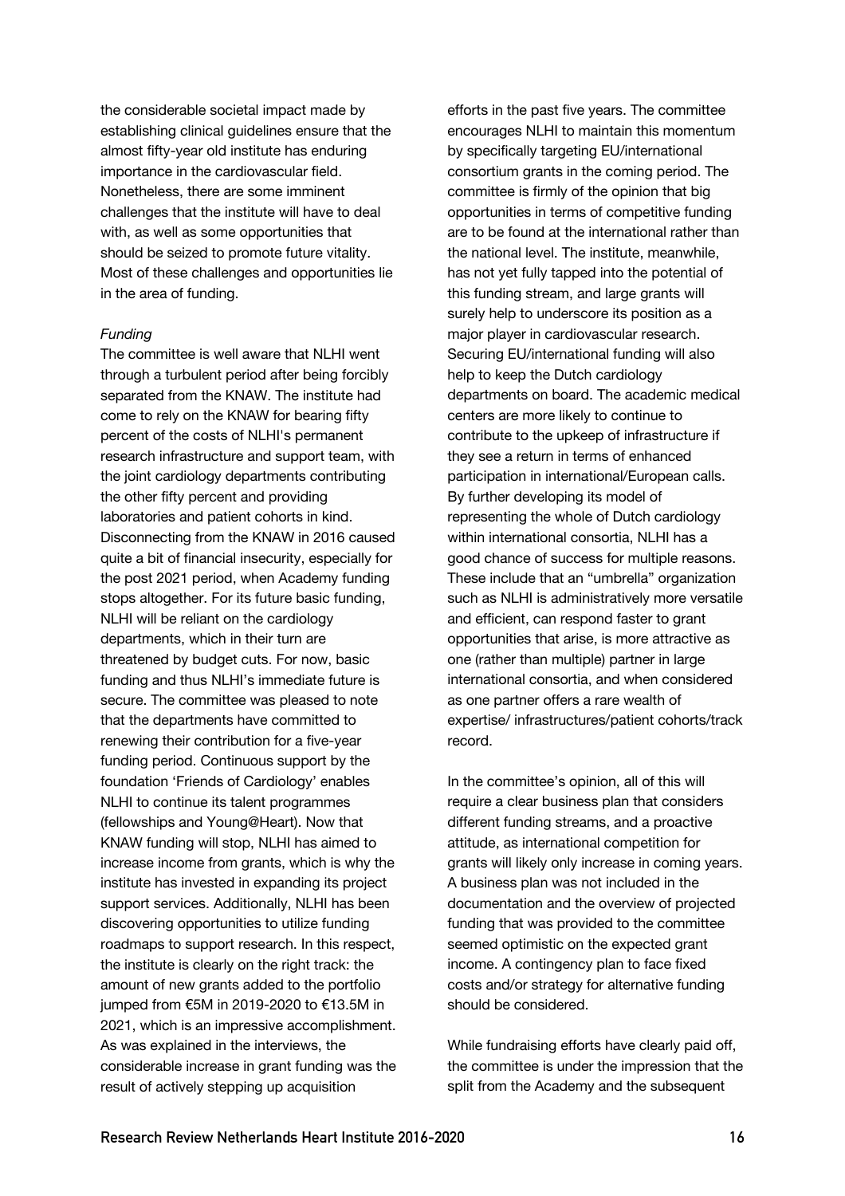the considerable societal impact made by establishing clinical guidelines ensure that the almost fifty-year old institute has enduring importance in the cardiovascular field. Nonetheless, there are some imminent challenges that the institute will have to deal with, as well as some opportunities that should be seized to promote future vitality. Most of these challenges and opportunities lie in the area of funding.

*Funding*

The committee is well aware that NLHI went through a turbulent period after being forcibly separated from the KNAW. The institute had come to rely on the KNAW for bearing fifty percent of the costs of NLHI's permanent research infrastructure and support team, with the joint cardiology departments contributing the other fifty percent and providing laboratories and patient cohorts in kind. Disconnecting from the KNAW in 2016 caused quite a bit of financial insecurity, especially for the post 2021 period, when Academy funding stops altogether. For its future basic funding, NLHI will be reliant on the cardiology departments, which in their turn are threatened by budget cuts. For now, basic funding and thus NLHI's immediate future is secure. The committee was pleased to note that the departments have committed to renewing their contribution for a five-year funding period. Continuous support by the foundation 'Friends of Cardiology' enables NLHI to continue its talent programmes (fellowships and Young@Heart). Now that KNAW funding will stop, NLHI has aimed to increase income from grants, which is why the institute has invested in expanding its project support services. Additionally, NLHI has been discovering opportunities to utilize funding roadmaps to support research. In this respect, the institute is clearly on the right track: the amount of new grants added to the portfolio jumped from €5M in 2019-2020 to €13.5M in 2021, which is an impressive accomplishment. As was explained in the interviews, the considerable increase in grant funding was the result of actively stepping up acquisition efforts in the past five years. The committee encourages NLHI to maintain this momentum by specifically targeting EU/international consortium grants in the coming period. The committee is firmly of the opinion that big opportunities in terms of competitive funding are to be found at the international rather than the national level. The institute, meanwhile, has not yet fully tapped into the potential of this funding stream, and large grants will surely help to underscore its position as a major player in cardiovascular research. Securing EU/international funding will also help to keep the Dutch cardiology departments on board. The academic medical centers are more likely to continue to contribute to the upkeep of infrastructure if they see a return in terms of enhanced participation in international/European calls. By further developing its model of representing the whole of Dutch cardiology within international consortia, NLHI has a good chance of success for multiple reasons. These include that an "umbrella" organization such as NLHI is administratively more versatile and efficient, can respond faster to grant opportunities that arise, is more attractive as one (rather than multiple) partner in large international consortia, and when considered as one partner offers a rare wealth of expertise/ infrastructures/patient cohorts/track record.

In the committee's opinion, all of this will require a clear business plan that considers different funding streams, and a proactive attitude, as international competition for grants will likely only increase in coming years. A business plan was not included in the documentation and the overview of projected funding that was provided to the committee seemed optimistic on the expected grant income. A contingency plan to face fixed costs and/or strategy for alternative funding should be considered.

While fundraising efforts have clearly paid off, the committee is under the impression that the split from the Academy and the subsequent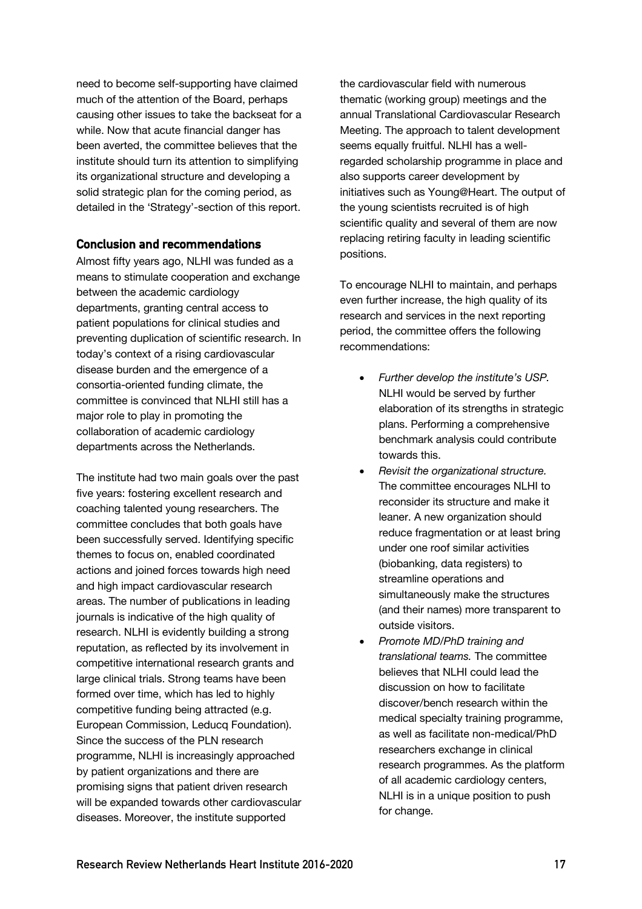need to become self-supporting have claimed much of the attention of the Board, perhaps causing other issues to take the backseat for a while. Now that acute financial danger has been averted, the committee believes that the institute should turn its attention to simplifying its organizational structure and developing a solid strategic plan for the coming period, as detailed in the 'Strategy'-section of this report.

## Conclusion and recommendations

Almost fifty years ago, NLHI was funded as a means to stimulate cooperation and exchange between the academic cardiology departments, granting central access to patient populations for clinical studies and preventing duplication of scientific research. In today's context of a rising cardiovascular disease burden and the emergence of a consortia-oriented funding climate, the committee is convinced that NLHI still has a major role to play in promoting the collaboration of academic cardiology departments across the Netherlands.

The institute had two main goals over the past five years: fostering excellent research and coaching talented young researchers. The committee concludes that both goals have been successfully served. Identifying specific themes to focus on, enabled coordinated actions and joined forces towards high need and high impact cardiovascular research areas. The number of publications in leading journals is indicative of the high quality of research. NLHI is evidently building a strong reputation, as reflected by its involvement in competitive international research grants and large clinical trials. Strong teams have been formed over time, which has led to highly competitive funding being attracted (e.g. European Commission, Leducq Foundation). Since the success of the PLN research programme, NLHI is increasingly approached by patient organizations and there are promising signs that patient driven research will be expanded towards other cardiovascular diseases. Moreover, the institute supported the cardiovascular field with numerous thematic (working group) meetings and the annual Translational Cardiovascular Research Meeting. The approach to talent development seems equally fruitful. NLHI has a well-regarded scholarship programme in place and also supports career development by initiatives such as Young@Heart. The output of the young scientists recruited is of high scientific quality and several of them are now replacing retiring faculty in leading scientific positions.

To encourage NLHI to maintain, and perhaps even further increase, the high quality of its research and services in the next reporting period, the committee offers the following recommendations:

- *Further develop the institute's USP.* NLHI would be served by further elaboration of its strengths in strategic plans. Performing a comprehensive benchmark analysis could contribute towards this.
- *Revisit the organizational structure.* The committee encourages NLHI to reconsider its structure and make it leaner. A new organization should reduce fragmentation or at least bring under one roof similar activities (biobanking, data registers) to streamline operations and simultaneously make the structures (and their names) more transparent to outside visitors.
- *Promote MD/PhD training and translational teams.* The committee believes that NLHI could lead the discussion on how to facilitate discover/bench research within the medical specialty training programme, as well as facilitate non-medical/PhD researchers exchange in clinical research programmes. As the platform of all academic cardiology centers, NLHI is in a unique position to push for change.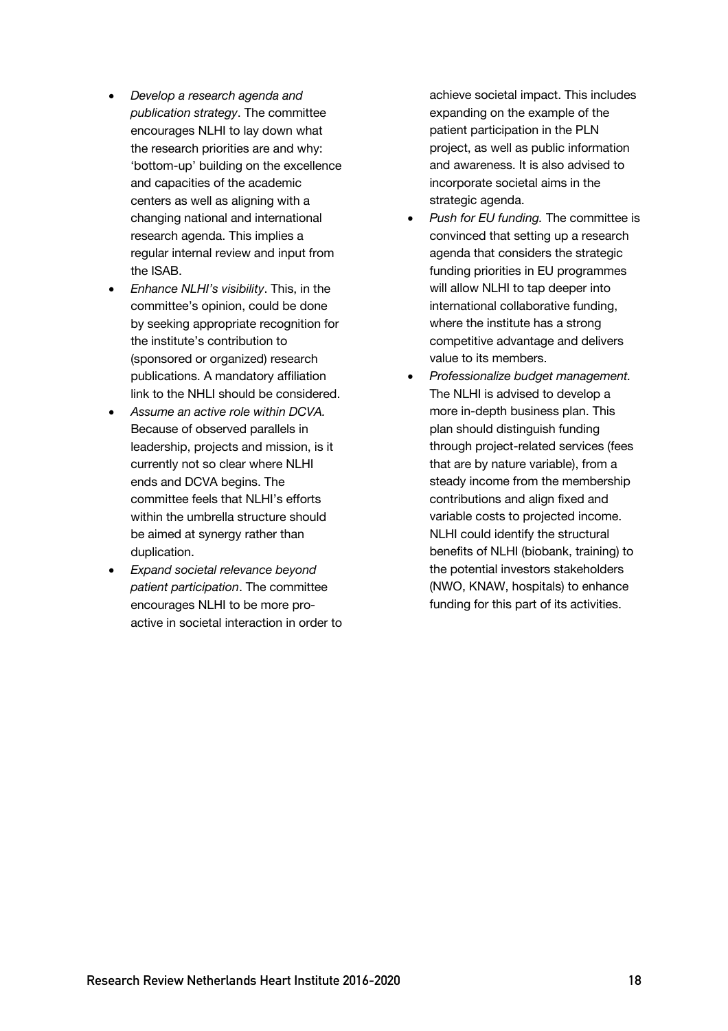- *Develop a research agenda and publication strategy*. The committee encourages NLHI to lay down what the research priorities are and why: 'bottom-up' building on the excellence and capacities of the academic centers as well as aligning with a changing national and international research agenda. This implies a regular internal review and input from the ISAB.
- *Enhance NLHI's visibility*. This, in the committee's opinion, could be done by seeking appropriate recognition for the institute's contribution to (sponsored or organized) research publications. A mandatory affiliation link to the NHLI should be considered.
- *Assume an active role within DCVA.* Because of observed parallels in leadership, projects and mission, is it currently not so clear where NLHI ends and DCVA begins. The committee feels that NLHI's efforts within the umbrella structure should be aimed at synergy rather than duplication.
- *Expand societal relevance beyond patient participation*. The committee encourages NLHI to be more pro-active in societal interaction in order to achieve societal impact. This includes expanding on the example of the patient participation in the PLN project, as well as public information and awareness. It is also advised to incorporate societal aims in the strategic agenda.
- *Push for EU funding.* The committee is convinced that setting up a research agenda that considers the strategic funding priorities in EU programmes will allow NLHI to tap deeper into international collaborative funding, where the institute has a strong competitive advantage and delivers value to its members.
- *Professionalize budget management.* The NLHI is advised to develop a more in-depth business plan. This plan should distinguish funding through project-related services (fees that are by nature variable), from a steady income from the membership contributions and align fixed and variable costs to projected income. NLHI could identify the structural benefits of NLHI (biobank, training) to the potential investors stakeholders (NWO, KNAW, hospitals) to enhance funding for this part of its activities.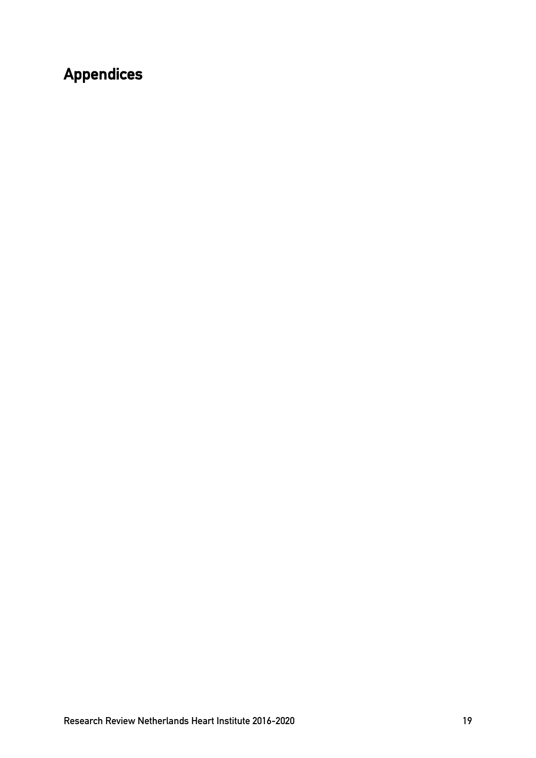# Appendices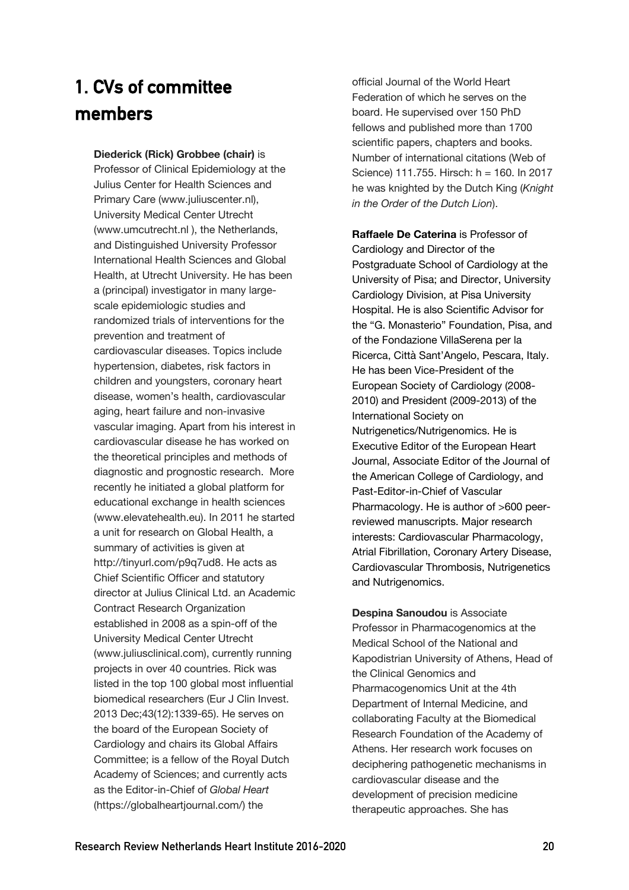# 1. CVs of committee members

**Diederick (Rick) Grobbee (chair)** is Professor of Clinical Epidemiology at the Julius Center for Health Sciences and Primary Care (www.juliuscenter.nl), University Medical Center Utrecht (www.umcutrecht.nl ), the Netherlands, and Distinguished University Professor International Health Sciences and Global Health, at Utrecht University. He has been a (principal) investigator in many large-scale epidemiologic studies and randomized trials of interventions for the prevention and treatment of cardiovascular diseases. Topics include hypertension, diabetes, risk factors in children and youngsters, coronary heart disease, women's health, cardiovascular aging, heart failure and non-invasive vascular imaging. Apart from his interest in cardiovascular disease he has worked on the theoretical principles and methods of diagnostic and prognostic research. More recently he initiated a global platform for educational exchange in health sciences (www.elevatehealth.eu). In 2011 he started a unit for research on Global Health, a summary of activities is given at http://tinyurl.com/p9q7ud8. He acts as Chief Scientific Officer and statutory director at Julius Clinical Ltd. an Academic Contract Research Organization established in 2008 as a spin-off of the University Medical Center Utrecht (www.juliusclinical.com), currently running projects in over 40 countries. Rick was listed in the top 100 global most influential biomedical researchers (Eur J Clin Invest. 2013 Dec;43(12):1339-65). He serves on the board of the European Society of Cardiology and chairs its Global Affairs Committee; is a fellow of the Royal Dutch Academy of Sciences; and currently acts as the Editor-in-Chief of *Global Heart* (https://globalheartjournal.com/) the official Journal of the World Heart Federation of which he serves on the board. He supervised over 150 PhD fellows and published more than 1700 scientific papers, chapters and books. Number of international citations (Web of Science) 111.755. Hirsch: h = 160. In 2017 he was knighted by the Dutch King (*Knight in the Order of the Dutch Lion*).

**Raffaele De Caterina** is Professor of Cardiology and Director of the Postgraduate School of Cardiology at the University of Pisa; and Director, University Cardiology Division, at Pisa University Hospital. He is also Scientific Advisor for the "G. Monasterio" Foundation, Pisa, and of the Fondazione VillaSerena per la Ricerca, Città Sant'Angelo, Pescara, Italy. He has been Vice-President of the European Society of Cardiology (2008-2010) and President (2009-2013) of the International Society on Nutrigenetics/Nutrigenomics. He is Executive Editor of the European Heart Journal, Associate Editor of the Journal of the American College of Cardiology, and Past-Editor-in-Chief of Vascular Pharmacology. He is author of >600 peer-reviewed manuscripts. Major research interests: Cardiovascular Pharmacology, Atrial Fibrillation, Coronary Artery Disease, Cardiovascular Thrombosis, Nutrigenetics and Nutrigenomics.

**Despina Sanoudou** is Associate Professor in Pharmacogenomics at the Medical School of the National and Kapodistrian University of Athens, Head of the Clinical Genomics and Pharmacogenomics Unit at the 4th Department of Internal Medicine, and collaborating Faculty at the Biomedical Research Foundation of the Academy of Athens. Her research work focuses on deciphering pathogenetic mechanisms in cardiovascular disease and the development of precision medicine therapeutic approaches. She has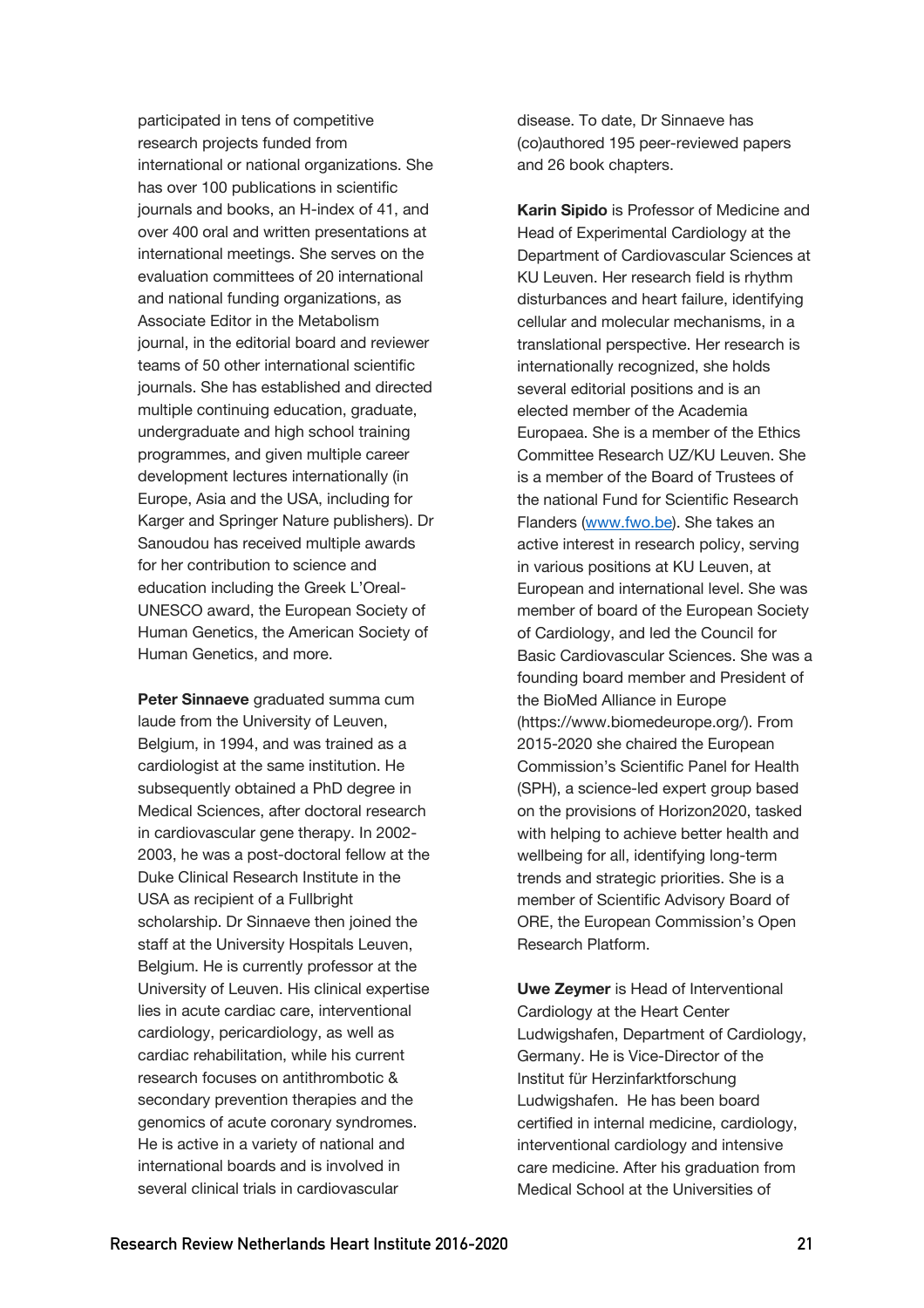participated in tens of competitive research projects funded from international or national organizations. She has over 100 publications in scientific journals and books, an H-index of 41, and over 400 oral and written presentations at international meetings. She serves on the evaluation committees of 20 international and national funding organizations, as Associate Editor in the Metabolism journal, in the editorial board and reviewer teams of 50 other international scientific journals. She has established and directed multiple continuing education, graduate, undergraduate and high school training programmes, and given multiple career development lectures internationally (in Europe, Asia and the USA, including for Karger and Springer Nature publishers). Dr Sanoudou has received multiple awards for her contribution to science and education including the Greek L'Oreal-UNESCO award, the European Society of Human Genetics, the American Society of Human Genetics, and more.

**Peter Sinnaeve** graduated summa cum laude from the University of Leuven, Belgium, in 1994, and was trained as a cardiologist at the same institution. He subsequently obtained a PhD degree in Medical Sciences, after doctoral research in cardiovascular gene therapy. In 2002-2003, he was a post-doctoral fellow at the Duke Clinical Research Institute in the USA as recipient of a Fullbright scholarship. Dr Sinnaeve then joined the staff at the University Hospitals Leuven, Belgium. He is currently professor at the University of Leuven. His clinical expertise lies in acute cardiac care, interventional cardiology, pericardiology, as well as cardiac rehabilitation, while his current research focuses on antithrombotic & secondary prevention therapies and the genomics of acute coronary syndromes. He is active in a variety of national and international boards and is involved in several clinical trials in cardiovascular disease. To date, Dr Sinnaeve has (co)authored 195 peer-reviewed papers and 26 book chapters.

**Karin Sipido** is Professor of Medicine and Head of Experimental Cardiology at the Department of Cardiovascular Sciences at KU Leuven. Her research field is rhythm disturbances and heart failure, identifying cellular and molecular mechanisms, in a translational perspective. Her research is internationally recognized, she holds several editorial positions and is an elected member of the Academia Europaea. She is a member of the Ethics Committee Research UZ/KU Leuven. She is a member of the Board of Trustees of the national Fund for Scientific Research Flanders (www.fwo.be). She takes an active interest in research policy, serving in various positions at KU Leuven, at European and international level. She was member of board of the European Society of Cardiology, and led the Council for Basic Cardiovascular Sciences. She was a founding board member and President of the BioMed Alliance in Europe (https://www.biomedeurope.org/). From 2015-2020 she chaired the European Commission's Scientific Panel for Health (SPH), a science-led expert group based on the provisions of Horizon2020, tasked with helping to achieve better health and wellbeing for all, identifying long-term trends and strategic priorities. She is a member of Scientific Advisory Board of ORE, the European Commission's Open Research Platform.

**Uwe Zeymer** is Head of Interventional Cardiology at the Heart Center Ludwigshafen, Department of Cardiology, Germany. He is Vice-Director of the Institut für Herzinfarktforschung Ludwigshafen. He has been board certified in internal medicine, cardiology, interventional cardiology and intensive care medicine. After his graduation from Medical School at the Universities of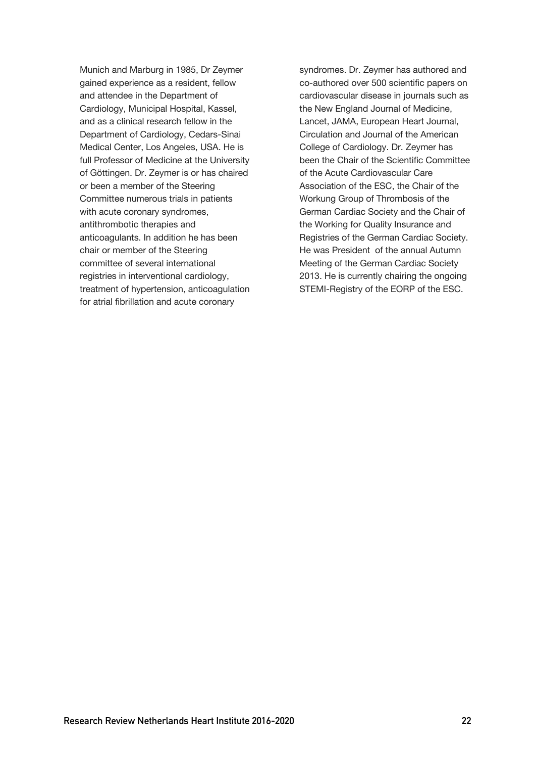Munich and Marburg in 1985, Dr Zeymer gained experience as a resident, fellow and attendee in the Department of Cardiology, Municipal Hospital, Kassel, and as a clinical research fellow in the Department of Cardiology, Cedars-Sinai Medical Center, Los Angeles, USA. He is full Professor of Medicine at the University of Göttingen. Dr. Zeymer is or has chaired or been a member of the Steering Committee numerous trials in patients with acute coronary syndromes, antithrombotic therapies and anticoagulants. In addition he has been chair or member of the Steering committee of several international registries in interventional cardiology, treatment of hypertension, anticoagulation for atrial fibrillation and acute coronary syndromes. Dr. Zeymer has authored and co-authored over 500 scientific papers on cardiovascular disease in journals such as the New England Journal of Medicine, Lancet, JAMA, European Heart Journal, Circulation and Journal of the American College of Cardiology. Dr. Zeymer has been the Chair of the Scientific Committee of the Acute Cardiovascular Care Association of the ESC, the Chair of the Workung Group of Thrombosis of the German Cardiac Society and the Chair of the Working for Quality Insurance and Registries of the German Cardiac Society. He was President of the annual Autumn Meeting of the German Cardiac Society 2013. He is currently chairing the ongoing STEMI-Registry of the EORP of the ESC.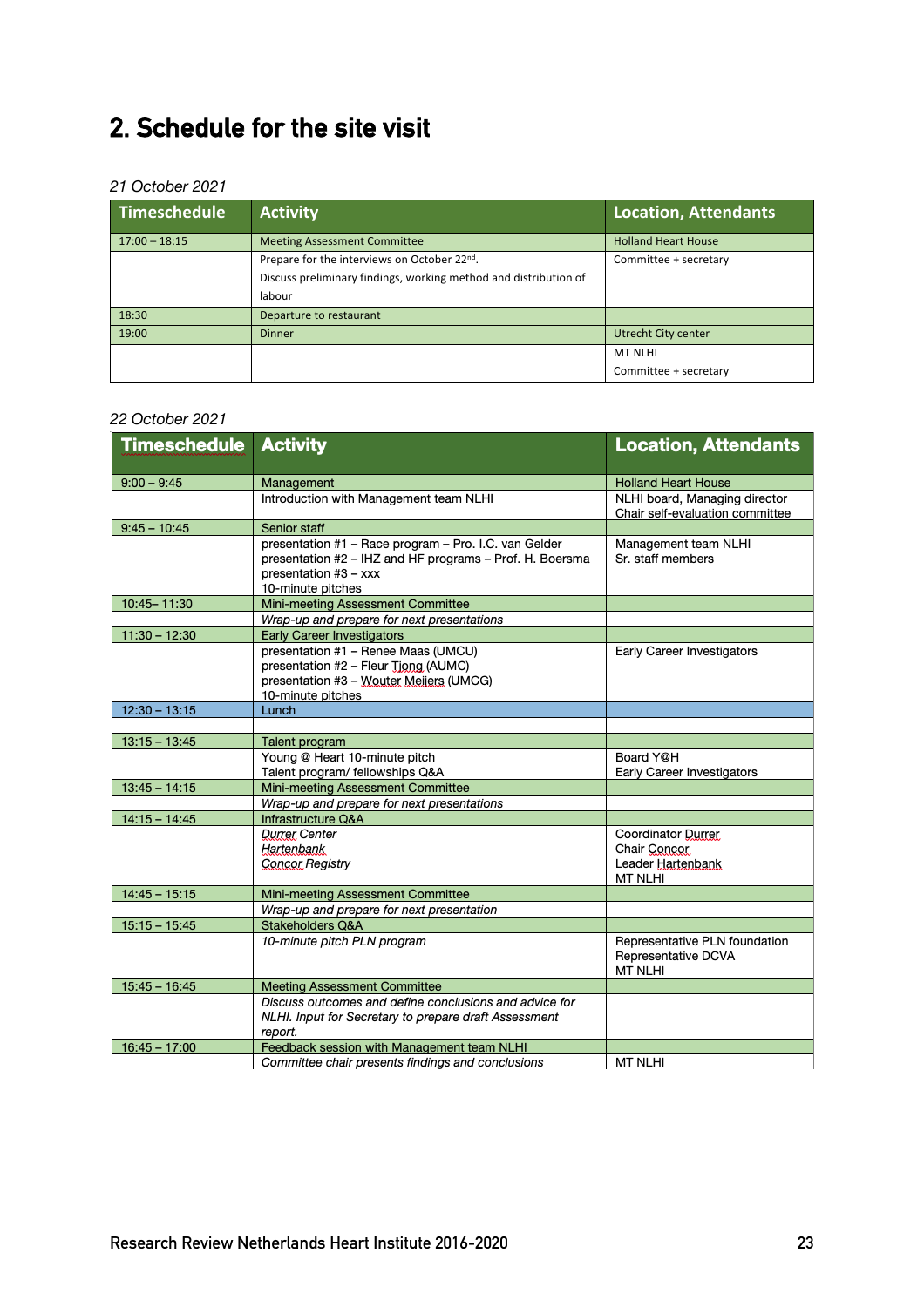## 2. Schedule for the site visit

*21 October 2021*

| Timeschedule | Activity | Location, Attendants |
| --- | --- | --- |
| 17:00 – 18:15 | Meeting Assessment Committee | Holland Heart House |
| | Prepare for the interviews on October 22nd.<br>Discuss preliminary findings, working method and distribution of labour | Committee + secretary |
| 18:30 | Departure to restaurant | |
| 19:00 | Dinner | Utrecht City center |
| | | MT NLHI<br>Committee + secretary |

*22 October 2021*

| Timeschedule | Activity | Location, Attendants |
| --- | --- | --- |
| 9:00 – 9:45 | Management | Holland Heart House |
| | Introduction with Management team NLHI | NLHI board, Managing director<br>Chair self-evaluation committee |
| 9:45 – 10:45 | Senior staff | |
| | presentation #1 – Race program – Pro. I.C. van Gelder<br>presentation #2 – IHZ and HF programs – Prof. H. Boersma<br>presentation #3 – xxx<br>10-minute pitches | Management team NLHI<br>Sr. staff members |
| 10:45– 11:30 | Mini-meeting Assessment Committee | |
| | *Wrap-up and prepare for next presentations* | |
| 11:30 – 12:30 | Early Career Investigators | |
| | presentation #1 – Renee Maas (UMCU)<br>presentation #2 – Fleur Tjong (AUMC)<br>presentation #3 – Wouter Meijers (UMCG)<br>10-minute pitches | Early Career Investigators |
| 12:30 – 13:15 | Lunch | |
| | | |
| 13:15 – 13:45 | Talent program | |
| | Young @ Heart 10-minute pitch<br>Talent program/ fellowships Q&A | Board Y@H<br>Early Career Investigators |
| 13:45 – 14:15 | Mini-meeting Assessment Committee | |
| | *Wrap-up and prepare for next presentations* | |
| 14:15 – 14:45 | Infrastructure Q&A | |
| | *Durrer Center*<br>*Hartenbank*<br>*Concor Registry* | Coordinator Durrer<br>Chair Concor<br>Leader Hartenbank<br>MT NLHI |
| 14:45 – 15:15 | Mini-meeting Assessment Committee | |
| | *Wrap-up and prepare for next presentation* | |
| 15:15 – 15:45 | Stakeholders Q&A | |
| | *10-minute pitch PLN program* | Representative PLN foundation<br>Representative DCVA<br>MT NLHI |
| 15:45 – 16:45 | Meeting Assessment Committee | |
| | *Discuss outcomes and define conclusions and advice for NLHI. Input for Secretary to prepare draft Assessment report.* | |
| 16:45 – 17:00 | Feedback session with Management team NLHI | |
| | *Committee chair presents findings and conclusions* | MT NLHI |